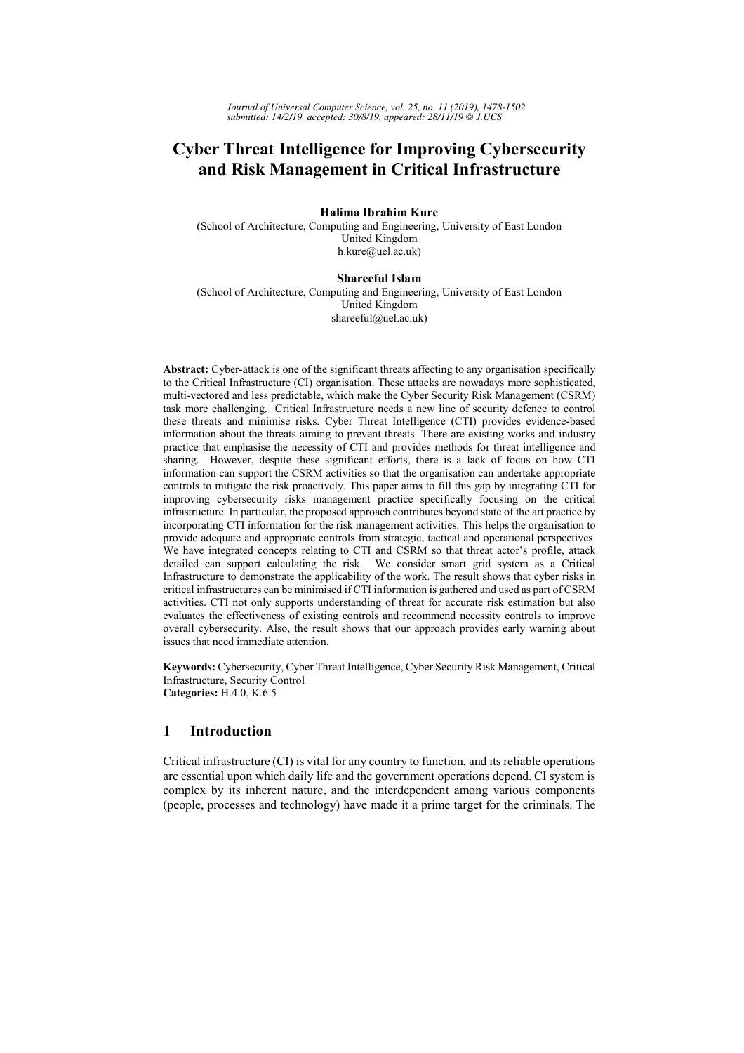*Journal of Universal Computer Science, vol. 25, no. 11 (2019), 1478-1502*
*submitted: 14/2/19, accepted: 30/8/19, appeared: 28/11/19 © J.UCS*

# Cyber Threat Intelligence for Improving Cybersecurity and Risk Management in Critical Infrastructure

**Halima Ibrahim Kure**
(School of Architecture, Computing and Engineering, University of East London
United Kingdom
h.kure@uel.ac.uk)

**Shareeful Islam**
(School of Architecture, Computing and Engineering, University of East London
United Kingdom
shareeful@uel.ac.uk)

**Abstract:** Cyber-attack is one of the significant threats affecting to any organisation specifically to the Critical Infrastructure (CI) organisation. These attacks are nowadays more sophisticated, multi-vectored and less predictable, which make the Cyber Security Risk Management (CSRM) task more challenging. Critical Infrastructure needs a new line of security defence to control these threats and minimise risks. Cyber Threat Intelligence (CTI) provides evidence-based information about the threats aiming to prevent threats. There are existing works and industry practice that emphasise the necessity of CTI and provides methods for threat intelligence and sharing. However, despite these significant efforts, there is a lack of focus on how CTI information can support the CSRM activities so that the organisation can undertake appropriate controls to mitigate the risk proactively. This paper aims to fill this gap by integrating CTI for improving cybersecurity risks management practice specifically focusing on the critical infrastructure. In particular, the proposed approach contributes beyond state of the art practice by incorporating CTI information for the risk management activities. This helps the organisation to provide adequate and appropriate controls from strategic, tactical and operational perspectives. We have integrated concepts relating to CTI and CSRM so that threat actor's profile, attack detailed can support calculating the risk. We consider smart grid system as a Critical Infrastructure to demonstrate the applicability of the work. The result shows that cyber risks in critical infrastructures can be minimised if CTI information is gathered and used as part of CSRM activities. CTI not only supports understanding of threat for accurate risk estimation but also evaluates the effectiveness of existing controls and recommend necessity controls to improve overall cybersecurity. Also, the result shows that our approach provides early warning about issues that need immediate attention.

**Keywords:** Cybersecurity, Cyber Threat Intelligence, Cyber Security Risk Management, Critical Infrastructure, Security Control
**Categories:** H.4.0, K.6.5

## 1 Introduction

Critical infrastructure (CI) is vital for any country to function, and its reliable operations are essential upon which daily life and the government operations depend. CI system is complex by its inherent nature, and the interdependent among various components (people, processes and technology) have made it a prime target for the criminals. The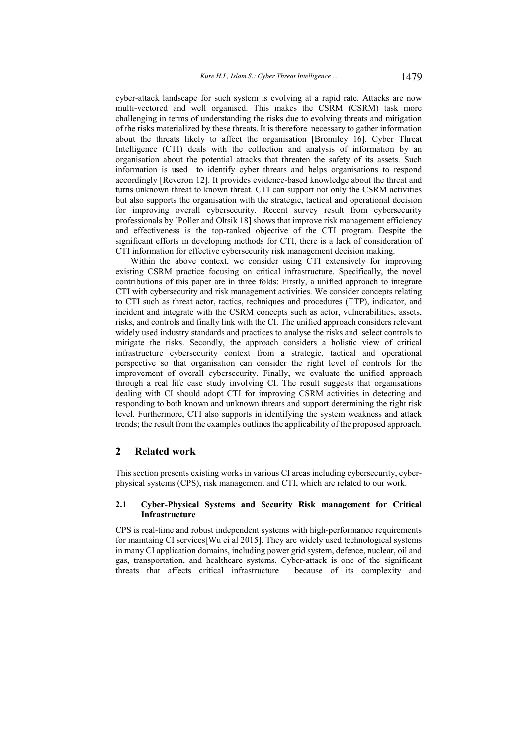cyber-attack landscape for such system is evolving at a rapid rate. Attacks are now multi-vectored and well organised. This makes the CSRM (CSRM) task more challenging in terms of understanding the risks due to evolving threats and mitigation of the risks materialized by these threats. It is therefore necessary to gather information about the threats likely to affect the organisation [Bromiley 16]. Cyber Threat Intelligence (CTI) deals with the collection and analysis of information by an organisation about the potential attacks that threaten the safety of its assets. Such information is used to identify cyber threats and helps organisations to respond accordingly [Reveron 12]. It provides evidence-based knowledge about the threat and turns unknown threat to known threat. CTI can support not only the CSRM activities but also supports the organisation with the strategic, tactical and operational decision for improving overall cybersecurity. Recent survey result from cybersecurity professionals by [Poller and Oltsik 18] shows that improve risk management efficiency and effectiveness is the top-ranked objective of the CTI program. Despite the significant efforts in developing methods for CTI, there is a lack of consideration of CTI information for effective cybersecurity risk management decision making.

Within the above context, we consider using CTI extensively for improving existing CSRM practice focusing on critical infrastructure. Specifically, the novel contributions of this paper are in three folds: Firstly, a unified approach to integrate CTI with cybersecurity and risk management activities. We consider concepts relating to CTI such as threat actor, tactics, techniques and procedures (TTP), indicator, and incident and integrate with the CSRM concepts such as actor, vulnerabilities, assets, risks, and controls and finally link with the CI. The unified approach considers relevant widely used industry standards and practices to analyse the risks and select controls to mitigate the risks. Secondly, the approach considers a holistic view of critical infrastructure cybersecurity context from a strategic, tactical and operational perspective so that organisation can consider the right level of controls for the improvement of overall cybersecurity. Finally, we evaluate the unified approach through a real life case study involving CI. The result suggests that organisations dealing with CI should adopt CTI for improving CSRM activities in detecting and responding to both known and unknown threats and support determining the right risk level. Furthermore, CTI also supports in identifying the system weakness and attack trends; the result from the examples outlines the applicability of the proposed approach.

## 2 Related work

This section presents existing works in various CI areas including cybersecurity, cyber-physical systems (CPS), risk management and CTI, which are related to our work.

### 2.1 Cyber-Physical Systems and Security Risk management for Critical Infrastructure

CPS is real-time and robust independent systems with high-performance requirements for maintaing CI services[Wu ei al 2015]. They are widely used technological systems in many CI application domains, including power grid system, defence, nuclear, oil and gas, transportation, and healthcare systems. Cyber-attack is one of the significant threats that affects critical infrastructure because of its complexity and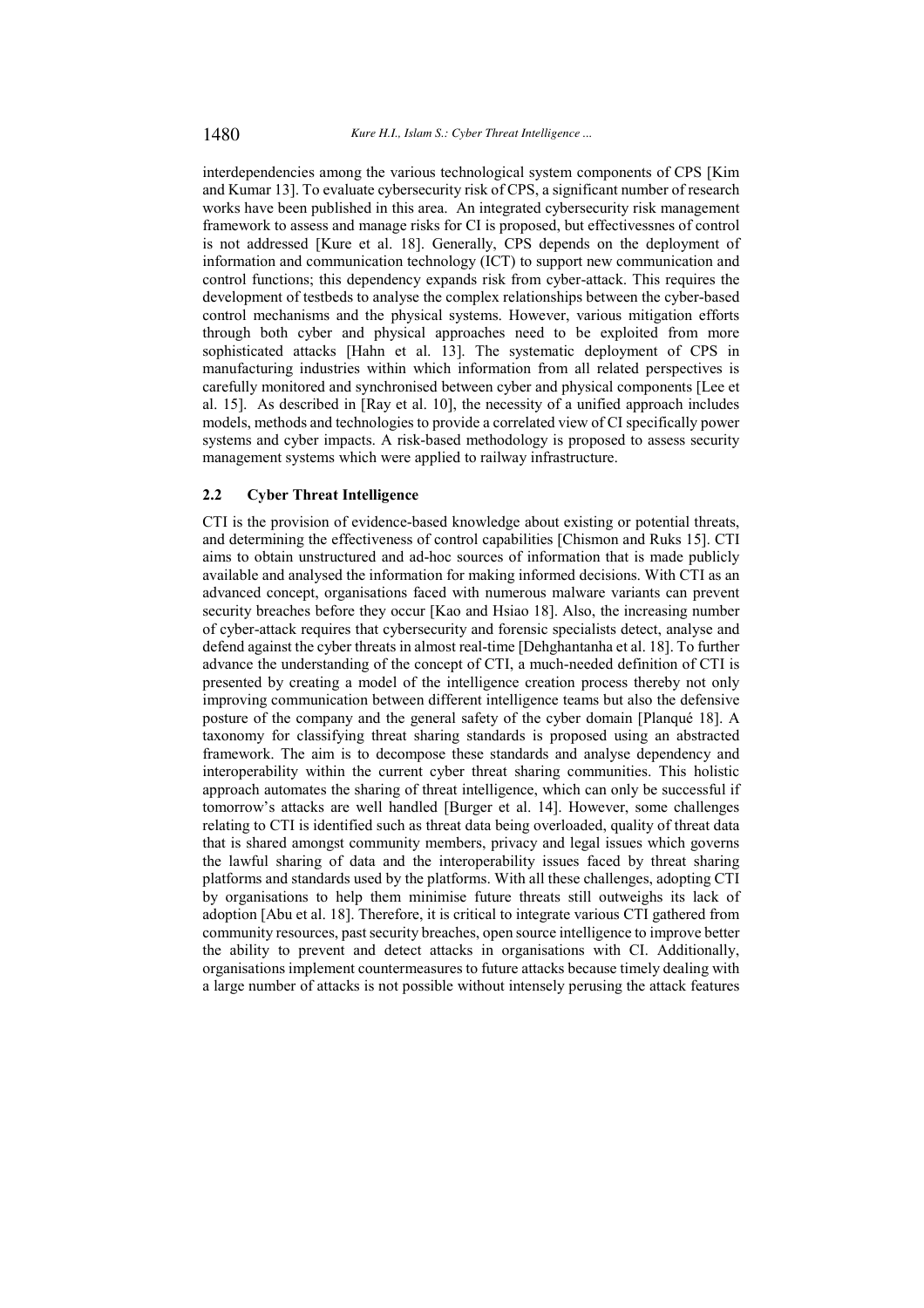interdependencies among the various technological system components of CPS [Kim and Kumar 13]. To evaluate cybersecurity risk of CPS, a significant number of research works have been published in this area. An integrated cybersecurity risk management framework to assess and manage risks for CI is proposed, but effectivessnes of control is not addressed [Kure et al. 18]. Generally, CPS depends on the deployment of information and communication technology (ICT) to support new communication and control functions; this dependency expands risk from cyber-attack. This requires the development of testbeds to analyse the complex relationships between the cyber-based control mechanisms and the physical systems. However, various mitigation efforts through both cyber and physical approaches need to be exploited from more sophisticated attacks [Hahn et al. 13]. The systematic deployment of CPS in manufacturing industries within which information from all related perspectives is carefully monitored and synchronised between cyber and physical components [Lee et al. 15]. As described in [Ray et al. 10], the necessity of a unified approach includes models, methods and technologies to provide a correlated view of CI specifically power systems and cyber impacts. A risk-based methodology is proposed to assess security management systems which were applied to railway infrastructure.

### 2.2 Cyber Threat Intelligence

CTI is the provision of evidence-based knowledge about existing or potential threats, and determining the effectiveness of control capabilities [Chismon and Ruks 15]. CTI aims to obtain unstructured and ad-hoc sources of information that is made publicly available and analysed the information for making informed decisions. With CTI as an advanced concept, organisations faced with numerous malware variants can prevent security breaches before they occur [Kao and Hsiao 18]. Also, the increasing number of cyber-attack requires that cybersecurity and forensic specialists detect, analyse and defend against the cyber threats in almost real-time [Dehghantanha et al. 18]. To further advance the understanding of the concept of CTI, a much-needed definition of CTI is presented by creating a model of the intelligence creation process thereby not only improving communication between different intelligence teams but also the defensive posture of the company and the general safety of the cyber domain [Planqué 18]. A taxonomy for classifying threat sharing standards is proposed using an abstracted framework. The aim is to decompose these standards and analyse dependency and interoperability within the current cyber threat sharing communities. This holistic approach automates the sharing of threat intelligence, which can only be successful if tomorrow's attacks are well handled [Burger et al. 14]. However, some challenges relating to CTI is identified such as threat data being overloaded, quality of threat data that is shared amongst community members, privacy and legal issues which governs the lawful sharing of data and the interoperability issues faced by threat sharing platforms and standards used by the platforms. With all these challenges, adopting CTI by organisations to help them minimise future threats still outweighs its lack of adoption [Abu et al. 18]. Therefore, it is critical to integrate various CTI gathered from community resources, past security breaches, open source intelligence to improve better the ability to prevent and detect attacks in organisations with CI. Additionally, organisations implement countermeasures to future attacks because timely dealing with a large number of attacks is not possible without intensely perusing the attack features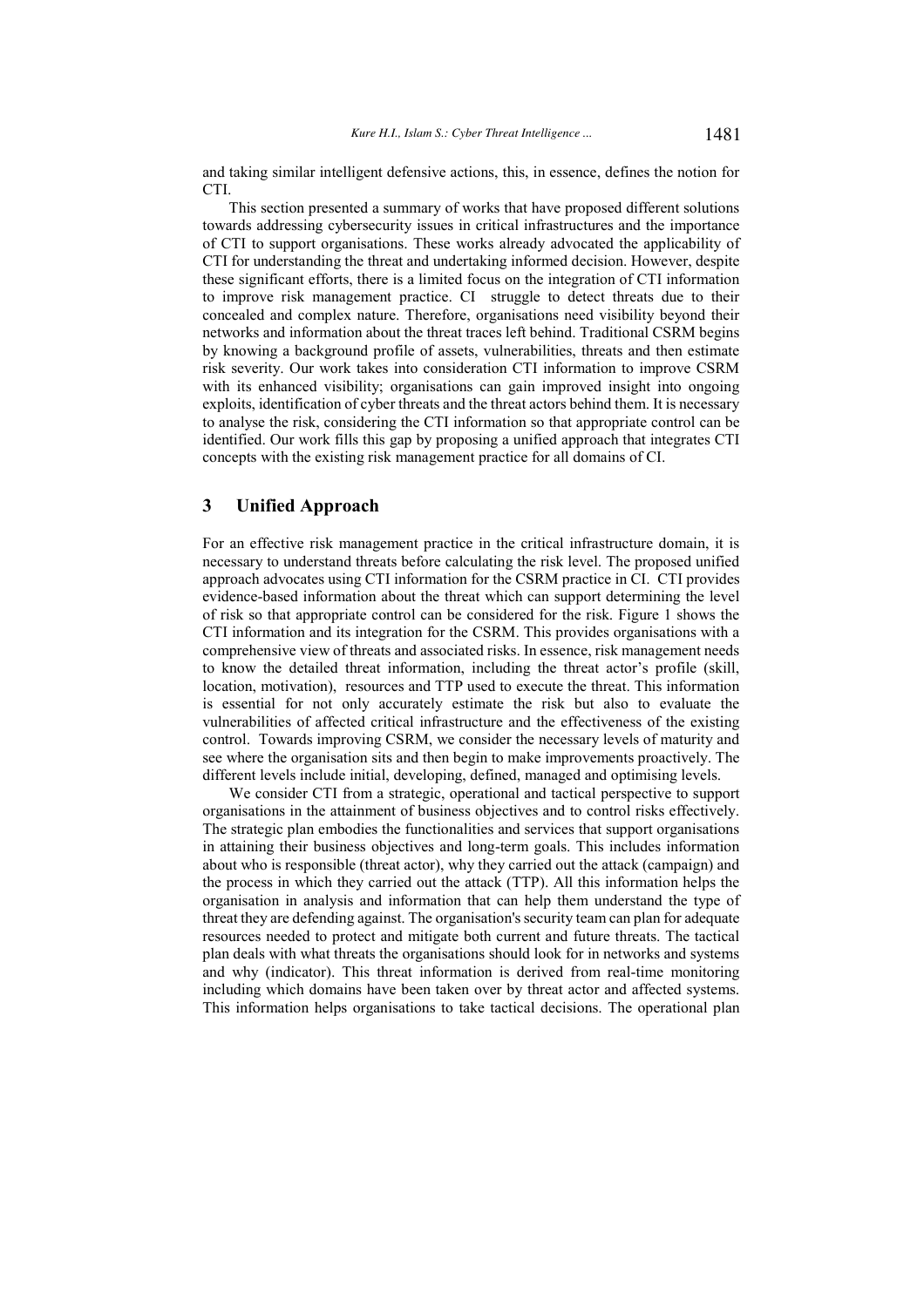and taking similar intelligent defensive actions, this, in essence, defines the notion for CTI.

This section presented a summary of works that have proposed different solutions towards addressing cybersecurity issues in critical infrastructures and the importance of CTI to support organisations. These works already advocated the applicability of CTI for understanding the threat and undertaking informed decision. However, despite these significant efforts, there is a limited focus on the integration of CTI information to improve risk management practice. CI struggle to detect threats due to their concealed and complex nature. Therefore, organisations need visibility beyond their networks and information about the threat traces left behind. Traditional CSRM begins by knowing a background profile of assets, vulnerabilities, threats and then estimate risk severity. Our work takes into consideration CTI information to improve CSRM with its enhanced visibility; organisations can gain improved insight into ongoing exploits, identification of cyber threats and the threat actors behind them. It is necessary to analyse the risk, considering the CTI information so that appropriate control can be identified. Our work fills this gap by proposing a unified approach that integrates CTI concepts with the existing risk management practice for all domains of CI.

## 3 Unified Approach

For an effective risk management practice in the critical infrastructure domain, it is necessary to understand threats before calculating the risk level. The proposed unified approach advocates using CTI information for the CSRM practice in CI. CTI provides evidence-based information about the threat which can support determining the level of risk so that appropriate control can be considered for the risk. Figure 1 shows the CTI information and its integration for the CSRM. This provides organisations with a comprehensive view of threats and associated risks. In essence, risk management needs to know the detailed threat information, including the threat actor's profile (skill, location, motivation), resources and TTP used to execute the threat. This information is essential for not only accurately estimate the risk but also to evaluate the vulnerabilities of affected critical infrastructure and the effectiveness of the existing control. Towards improving CSRM, we consider the necessary levels of maturity and see where the organisation sits and then begin to make improvements proactively. The different levels include initial, developing, defined, managed and optimising levels.

We consider CTI from a strategic, operational and tactical perspective to support organisations in the attainment of business objectives and to control risks effectively. The strategic plan embodies the functionalities and services that support organisations in attaining their business objectives and long-term goals. This includes information about who is responsible (threat actor), why they carried out the attack (campaign) and the process in which they carried out the attack (TTP). All this information helps the organisation in analysis and information that can help them understand the type of threat they are defending against. The organisation's security team can plan for adequate resources needed to protect and mitigate both current and future threats. The tactical plan deals with what threats the organisations should look for in networks and systems and why (indicator). This threat information is derived from real-time monitoring including which domains have been taken over by threat actor and affected systems. This information helps organisations to take tactical decisions. The operational plan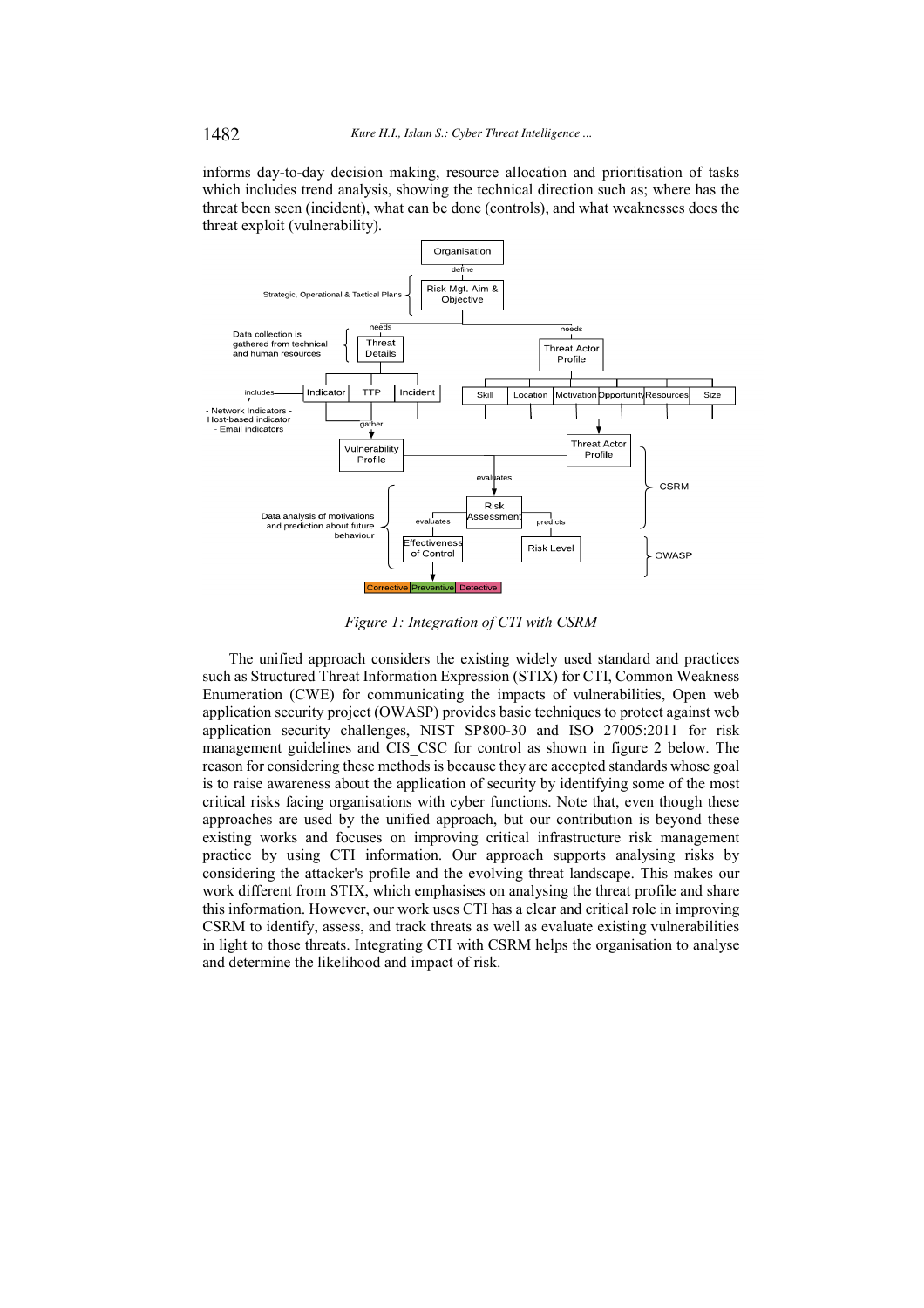informs day-to-day decision making, resource allocation and prioritisation of tasks which includes trend analysis, showing the technical direction such as; where has the threat been seen (incident), what can be done (controls), and what weaknesses does the threat exploit (vulnerability).

*Figure 1: Integration of CTI with CSRM*

The unified approach considers the existing widely used standard and practices such as Structured Threat Information Expression (STIX) for CTI, Common Weakness Enumeration (CWE) for communicating the impacts of vulnerabilities, Open web application security project (OWASP) provides basic techniques to protect against web application security challenges, NIST SP800-30 and ISO 27005:2011 for risk management guidelines and CIS_CSC for control as shown in figure 2 below. The reason for considering these methods is because they are accepted standards whose goal is to raise awareness about the application of security by identifying some of the most critical risks facing organisations with cyber functions. Note that, even though these approaches are used by the unified approach, but our contribution is beyond these existing works and focuses on improving critical infrastructure risk management practice by using CTI information. Our approach supports analysing risks by considering the attacker's profile and the evolving threat landscape. This makes our work different from STIX, which emphasises on analysing the threat profile and share this information. However, our work uses CTI has a clear and critical role in improving CSRM to identify, assess, and track threats as well as evaluate existing vulnerabilities in light to those threats. Integrating CTI with CSRM helps the organisation to analyse and determine the likelihood and impact of risk.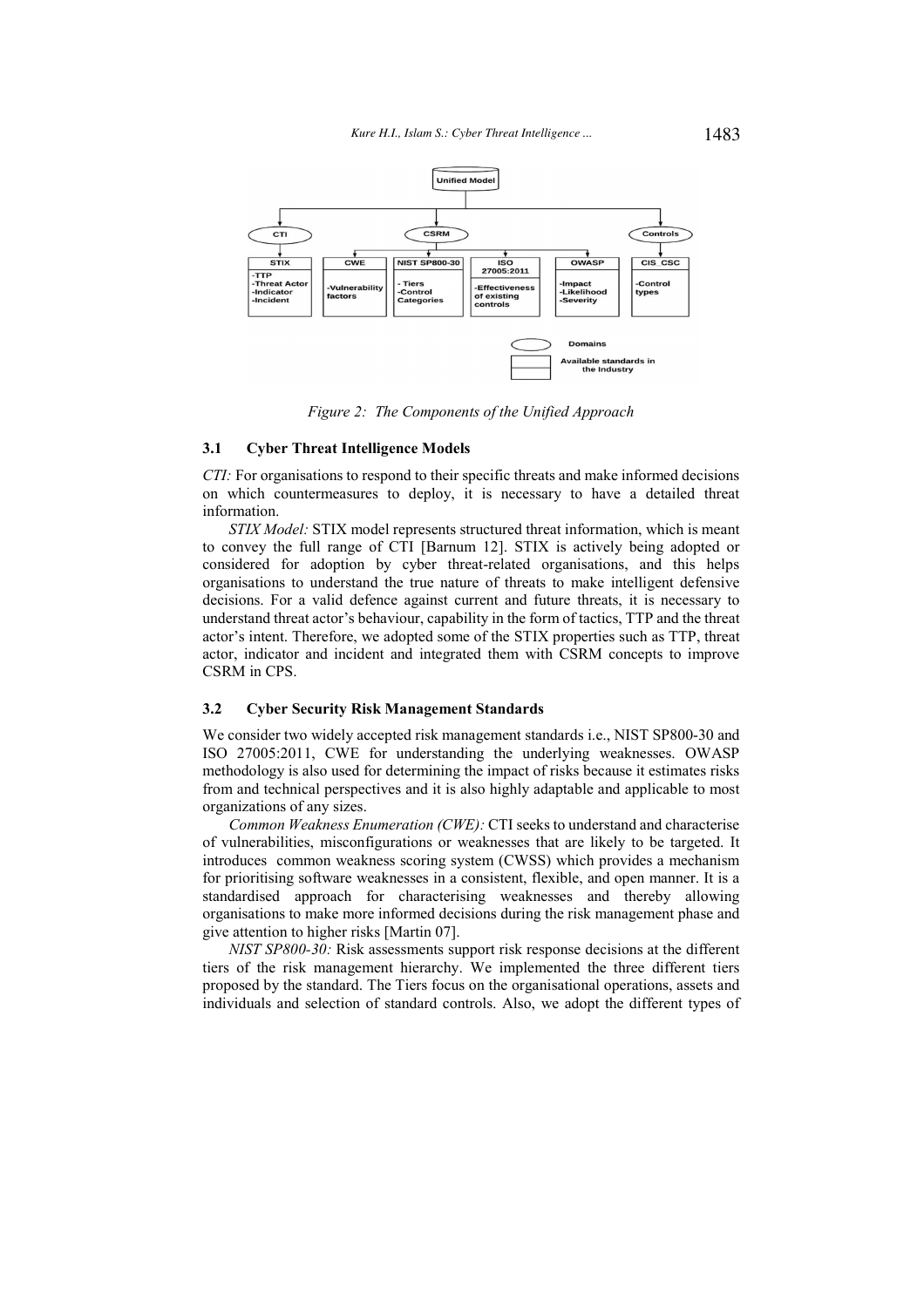Figure 2: The Components of the Unified Approach

### 3.1 Cyber Threat Intelligence Models

*CTI:* For organisations to respond to their specific threats and make informed decisions on which countermeasures to deploy, it is necessary to have a detailed threat information.

*STIX Model:* STIX model represents structured threat information, which is meant to convey the full range of CTI [Barnum 12]. STIX is actively being adopted or considered for adoption by cyber threat-related organisations, and this helps organisations to understand the true nature of threats to make intelligent defensive decisions. For a valid defence against current and future threats, it is necessary to understand threat actor's behaviour, capability in the form of tactics, TTP and the threat actor's intent. Therefore, we adopted some of the STIX properties such as TTP, threat actor, indicator and incident and integrated them with CSRM concepts to improve CSRM in CPS.

### 3.2 Cyber Security Risk Management Standards

We consider two widely accepted risk management standards i.e., NIST SP800-30 and ISO 27005:2011, CWE for understanding the underlying weaknesses. OWASP methodology is also used for determining the impact of risks because it estimates risks from and technical perspectives and it is also highly adaptable and applicable to most organizations of any sizes.

*Common Weakness Enumeration (CWE):* CTI seeks to understand and characterise of vulnerabilities, misconfigurations or weaknesses that are likely to be targeted. It introduces common weakness scoring system (CWSS) which provides a mechanism for prioritising software weaknesses in a consistent, flexible, and open manner. It is a standardised approach for characterising weaknesses and thereby allowing organisations to make more informed decisions during the risk management phase and give attention to higher risks [Martin 07].

*NIST SP800-30:* Risk assessments support risk response decisions at the different tiers of the risk management hierarchy. We implemented the three different tiers proposed by the standard. The Tiers focus on the organisational operations, assets and individuals and selection of standard controls. Also, we adopt the different types of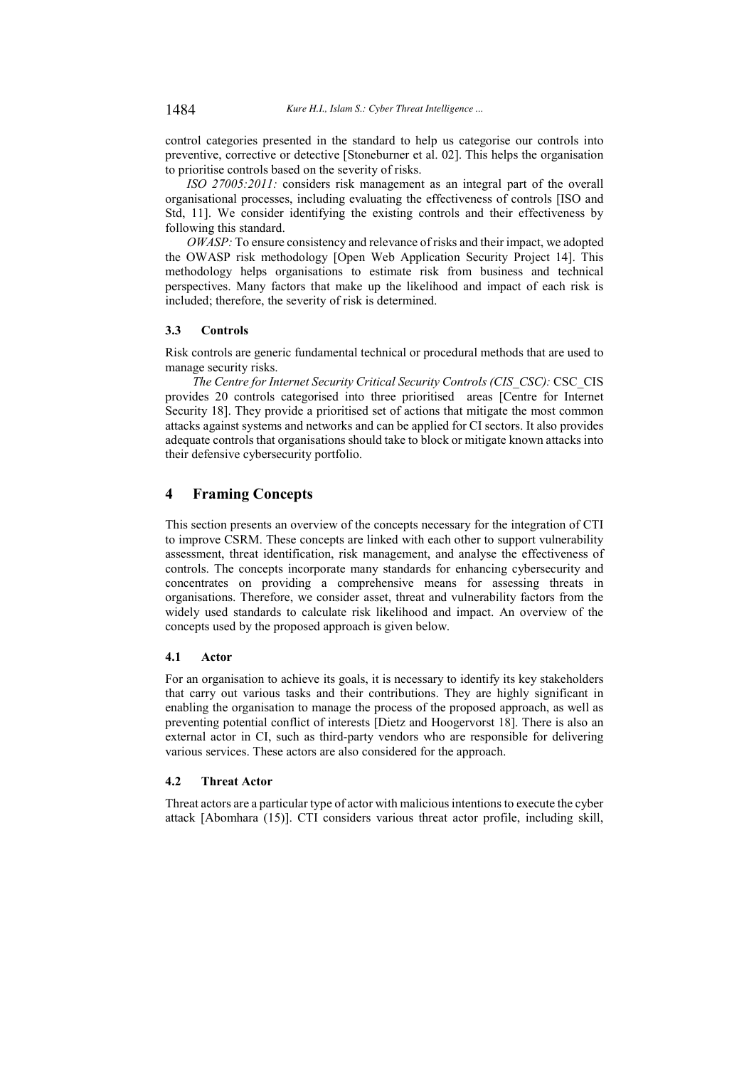control categories presented in the standard to help us categorise our controls into preventive, corrective or detective [Stoneburner et al. 02]. This helps the organisation to prioritise controls based on the severity of risks.

*ISO 27005:2011:* considers risk management as an integral part of the overall organisational processes, including evaluating the effectiveness of controls [ISO and Std, 11]. We consider identifying the existing controls and their effectiveness by following this standard.

*OWASP:* To ensure consistency and relevance of risks and their impact, we adopted the OWASP risk methodology [Open Web Application Security Project 14]. This methodology helps organisations to estimate risk from business and technical perspectives. Many factors that make up the likelihood and impact of each risk is included; therefore, the severity of risk is determined.

### 3.3 Controls

Risk controls are generic fundamental technical or procedural methods that are used to manage security risks.

*The Centre for Internet Security Critical Security Controls (CIS_CSC):* CSC_CIS provides 20 controls categorised into three prioritised areas [Centre for Internet Security 18]. They provide a prioritised set of actions that mitigate the most common attacks against systems and networks and can be applied for CI sectors. It also provides adequate controls that organisations should take to block or mitigate known attacks into their defensive cybersecurity portfolio.

## 4 Framing Concepts

This section presents an overview of the concepts necessary for the integration of CTI to improve CSRM. These concepts are linked with each other to support vulnerability assessment, threat identification, risk management, and analyse the effectiveness of controls. The concepts incorporate many standards for enhancing cybersecurity and concentrates on providing a comprehensive means for assessing threats in organisations. Therefore, we consider asset, threat and vulnerability factors from the widely used standards to calculate risk likelihood and impact. An overview of the concepts used by the proposed approach is given below.

### 4.1 Actor

For an organisation to achieve its goals, it is necessary to identify its key stakeholders that carry out various tasks and their contributions. They are highly significant in enabling the organisation to manage the process of the proposed approach, as well as preventing potential conflict of interests [Dietz and Hoogervorst 18]. There is also an external actor in CI, such as third-party vendors who are responsible for delivering various services. These actors are also considered for the approach.

### 4.2 Threat Actor

Threat actors are a particular type of actor with malicious intentions to execute the cyber attack [Abomhara (15)]. CTI considers various threat actor profile, including skill,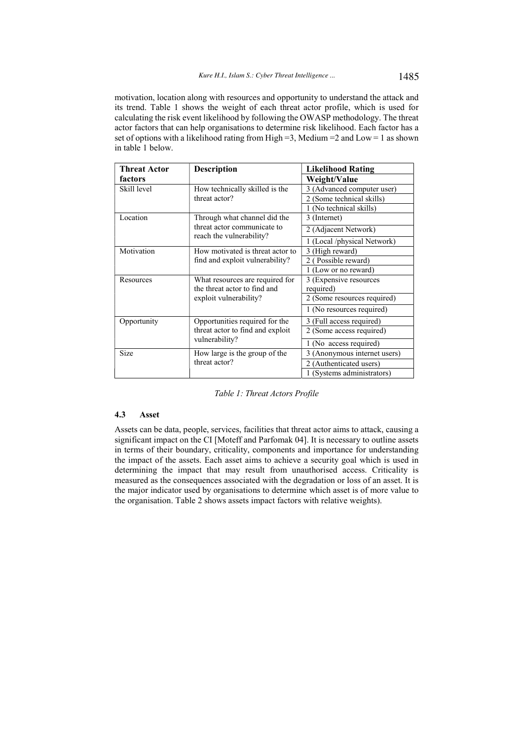motivation, location along with resources and opportunity to understand the attack and its trend. Table 1 shows the weight of each threat actor profile, which is used for calculating the risk event likelihood by following the OWASP methodology. The threat actor factors that can help organisations to determine risk likelihood. Each factor has a set of options with a likelihood rating from High =3, Medium =2 and Low = 1 as shown in table 1 below.

| Threat Actor factors | Description | Likelihood Rating Weight/Value |
|---|---|---|
| Skill level | How technically skilled is the threat actor? | 3 (Advanced computer user) |
| | | 2 (Some technical skills) |
| | | 1 (No technical skills) |
| Location | Through what channel did the threat actor communicate to reach the vulnerability? | 3 (Internet) |
| | | 2 (Adjacent Network) |
| | | 1 (Local /physical Network) |
| Motivation | How motivated is threat actor to find and exploit vulnerability? | 3 (High reward) |
| | | 2 ( Possible reward) |
| | | 1 (Low or no reward) |
| Resources | What resources are required for the threat actor to find and exploit vulnerability? | 3 (Expensive resources required) |
| | | 2 (Some resources required) |
| | | 1 (No resources required) |
| Opportunity | Opportunities required for the threat actor to find and exploit vulnerability? | 3 (Full access required) |
| | | 2 (Some access required) |
| | | 1 (No access required) |
| Size | How large is the group of the threat actor? | 3 (Anonymous internet users) |
| | | 2 (Authenticated users) |
| | | 1 (Systems administrators) |

*Table 1: Threat Actors Profile*

### 4.3 Asset

Assets can be data, people, services, facilities that threat actor aims to attack, causing a significant impact on the CI [Moteff and Parfomak 04]. It is necessary to outline assets in terms of their boundary, criticality, components and importance for understanding the impact of the assets. Each asset aims to achieve a security goal which is used in determining the impact that may result from unauthorised access. Criticality is measured as the consequences associated with the degradation or loss of an asset. It is the major indicator used by organisations to determine which asset is of more value to the organisation. Table 2 shows assets impact factors with relative weights).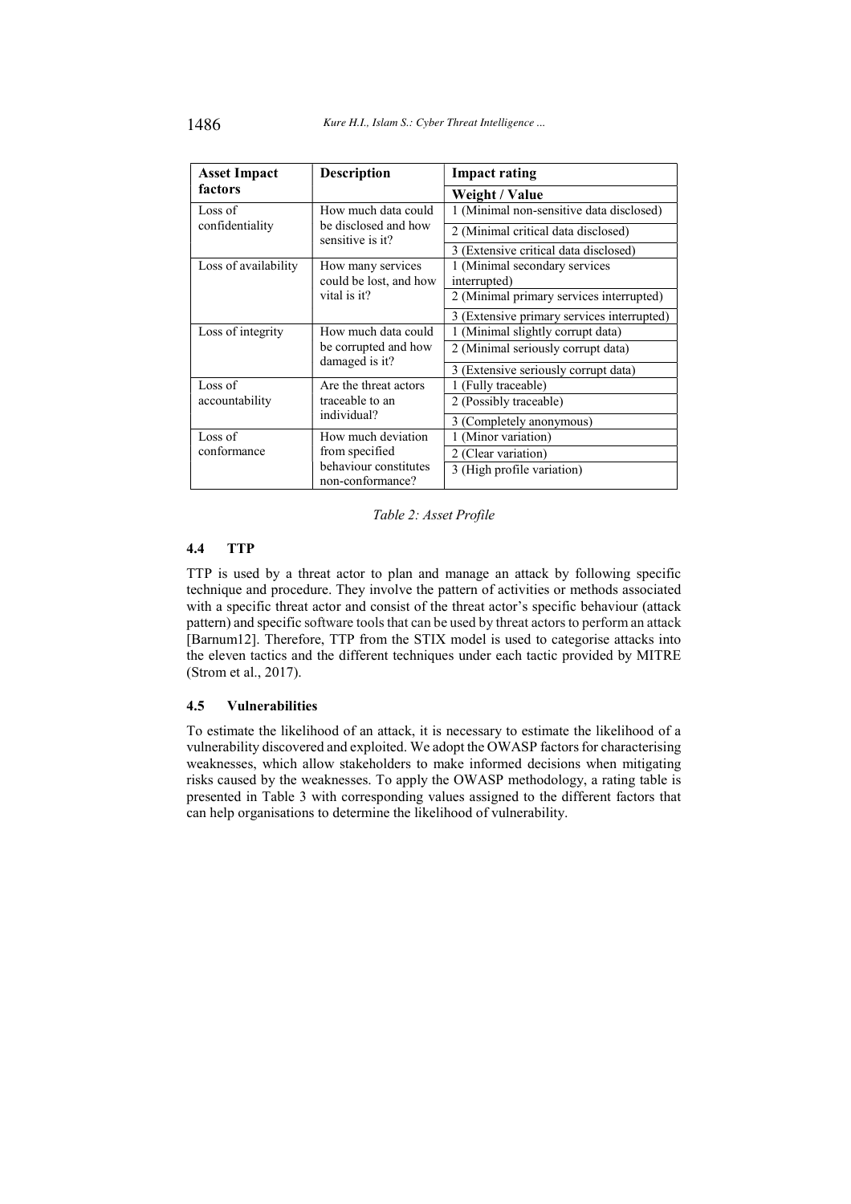| Asset Impact factors | Description | Impact rating |
|---|---|---|
| | | **Weight / Value** |
| Loss of confidentiality | How much data could be disclosed and how sensitive is it? | 1 (Minimal non-sensitive data disclosed) |
| | | 2 (Minimal critical data disclosed) |
| | | 3 (Extensive critical data disclosed) |
| Loss of availability | How many services could be lost, and how vital is it? | 1 (Minimal secondary services interrupted) |
| | | 2 (Minimal primary services interrupted) |
| | | 3 (Extensive primary services interrupted) |
| Loss of integrity | How much data could be corrupted and how damaged is it? | 1 (Minimal slightly corrupt data) |
| | | 2 (Minimal seriously corrupt data) |
| | | 3 (Extensive seriously corrupt data) |
| Loss of accountability | Are the threat actors traceable to an individual? | 1 (Fully traceable) |
| | | 2 (Possibly traceable) |
| | | 3 (Completely anonymous) |
| Loss of conformance | How much deviation from specified behaviour constitutes non-conformance? | 1 (Minor variation) |
| | | 2 (Clear variation) |
| | | 3 (High profile variation) |

*Table 2: Asset Profile*

### 4.4 TTP

TTP is used by a threat actor to plan and manage an attack by following specific technique and procedure. They involve the pattern of activities or methods associated with a specific threat actor and consist of the threat actor's specific behaviour (attack pattern) and specific software tools that can be used by threat actors to perform an attack [Barnum12]. Therefore, TTP from the STIX model is used to categorise attacks into the eleven tactics and the different techniques under each tactic provided by MITRE (Strom et al., 2017).

### 4.5 Vulnerabilities

To estimate the likelihood of an attack, it is necessary to estimate the likelihood of a vulnerability discovered and exploited. We adopt the OWASP factors for characterising weaknesses, which allow stakeholders to make informed decisions when mitigating risks caused by the weaknesses. To apply the OWASP methodology, a rating table is presented in Table 3 with corresponding values assigned to the different factors that can help organisations to determine the likelihood of vulnerability.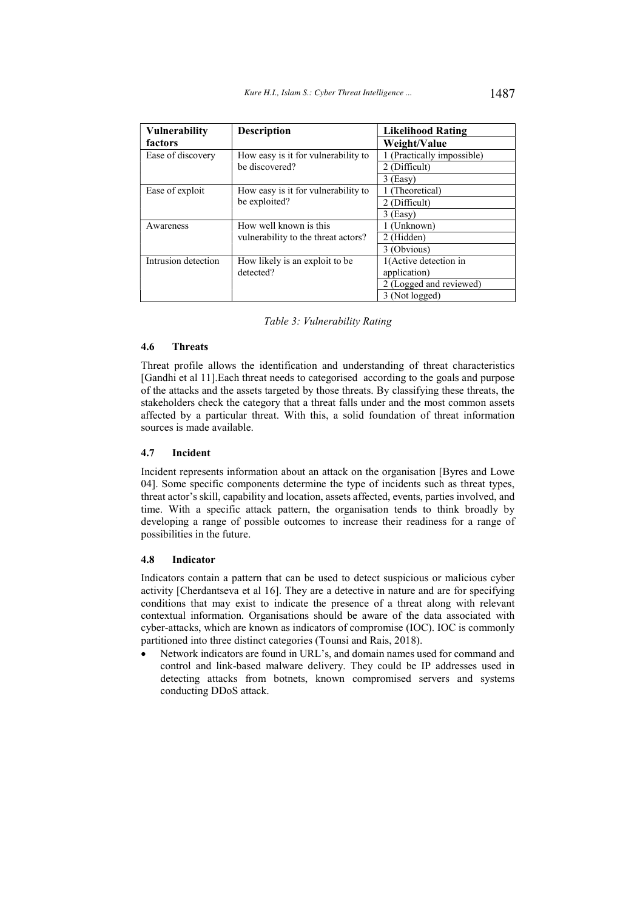| Vulnerability factors | Description | Likelihood Rating Weight/Value |
|---|---|---|
| Ease of discovery | How easy is it for vulnerability to be discovered? | 1 (Practically impossible) |
| | | 2 (Difficult) |
| | | 3 (Easy) |
| Ease of exploit | How easy is it for vulnerability to be exploited? | 1 (Theoretical) |
| | | 2 (Difficult) |
| | | 3 (Easy) |
| Awareness | How well known is this vulnerability to the threat actors? | 1 (Unknown) |
| | | 2 (Hidden) |
| | | 3 (Obvious) |
| Intrusion detection | How likely is an exploit to be detected? | 1(Active detection in application) |
| | | 2 (Logged and reviewed) |
| | | 3 (Not logged) |

*Table 3: Vulnerability Rating*

### 4.6 Threats

Threat profile allows the identification and understanding of threat characteristics [Gandhi et al 11].Each threat needs to categorised according to the goals and purpose of the attacks and the assets targeted by those threats. By classifying these threats, the stakeholders check the category that a threat falls under and the most common assets affected by a particular threat. With this, a solid foundation of threat information sources is made available.

### 4.7 Incident

Incident represents information about an attack on the organisation [Byres and Lowe 04]. Some specific components determine the type of incidents such as threat types, threat actor's skill, capability and location, assets affected, events, parties involved, and time. With a specific attack pattern, the organisation tends to think broadly by developing a range of possible outcomes to increase their readiness for a range of possibilities in the future.

### 4.8 Indicator

Indicators contain a pattern that can be used to detect suspicious or malicious cyber activity [Cherdantseva et al 16]. They are a detective in nature and are for specifying conditions that may exist to indicate the presence of a threat along with relevant contextual information. Organisations should be aware of the data associated with cyber-attacks, which are known as indicators of compromise (IOC). IOC is commonly partitioned into three distinct categories (Tounsi and Rais, 2018).

- Network indicators are found in URL's, and domain names used for command and control and link-based malware delivery. They could be IP addresses used in detecting attacks from botnets, known compromised servers and systems conducting DDoS attack.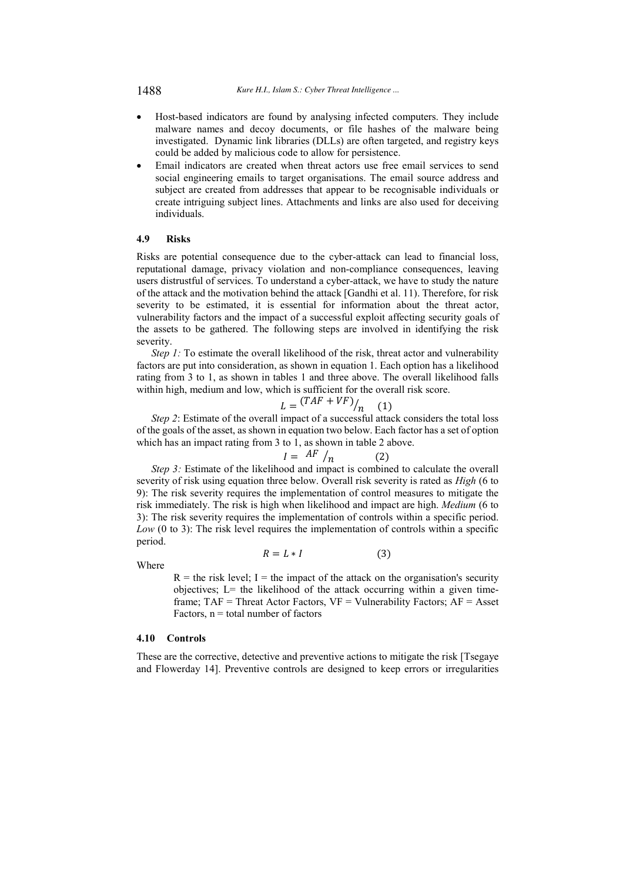- Host-based indicators are found by analysing infected computers. They include malware names and decoy documents, or file hashes of the malware being investigated. Dynamic link libraries (DLLs) are often targeted, and registry keys could be added by malicious code to allow for persistence.
- Email indicators are created when threat actors use free email services to send social engineering emails to target organisations. The email source address and subject are created from addresses that appear to be recognisable individuals or create intriguing subject lines. Attachments and links are also used for deceiving individuals.

### 4.9 Risks

Risks are potential consequence due to the cyber-attack can lead to financial loss, reputational damage, privacy violation and non-compliance consequences, leaving users distrustful of services. To understand a cyber-attack, we have to study the nature of the attack and the motivation behind the attack [Gandhi et al. 11). Therefore, for risk severity to be estimated, it is essential for information about the threat actor, vulnerability factors and the impact of a successful exploit affecting security goals of the assets to be gathered. The following steps are involved in identifying the risk severity.

*Step 1:* To estimate the overall likelihood of the risk, threat actor and vulnerability factors are put into consideration, as shown in equation 1. Each option has a likelihood rating from 3 to 1, as shown in tables 1 and three above. The overall likelihood falls within high, medium and low, which is sufficient for the overall risk score.

$$L = {(TAF + VF)}/{n} \quad (1)$$

*Step 2*: Estimate of the overall impact of a successful attack considers the total loss of the goals of the asset, as shown in equation two below. Each factor has a set of option which has an impact rating from 3 to 1, as shown in table 2 above.

$$I = {AF}/{n} \quad (2)$$

*Step 3:* Estimate of the likelihood and impact is combined to calculate the overall severity of risk using equation three below. Overall risk severity is rated as *High* (6 to 9): The risk severity requires the implementation of control measures to mitigate the risk immediately. The risk is high when likelihood and impact are high. *Medium* (6 to 3): The risk severity requires the implementation of controls within a specific period. *Low* (0 to 3): The risk level requires the implementation of controls within a specific period.

$$R = L * I \quad (3)$$

Where

R = the risk level; I = the impact of the attack on the organisation's security objectives; L= the likelihood of the attack occurring within a given time-frame; TAF = Threat Actor Factors, VF = Vulnerability Factors; AF = Asset Factors, n = total number of factors

### 4.10 Controls

These are the corrective, detective and preventive actions to mitigate the risk [Tsegaye and Flowerday 14]. Preventive controls are designed to keep errors or irregularities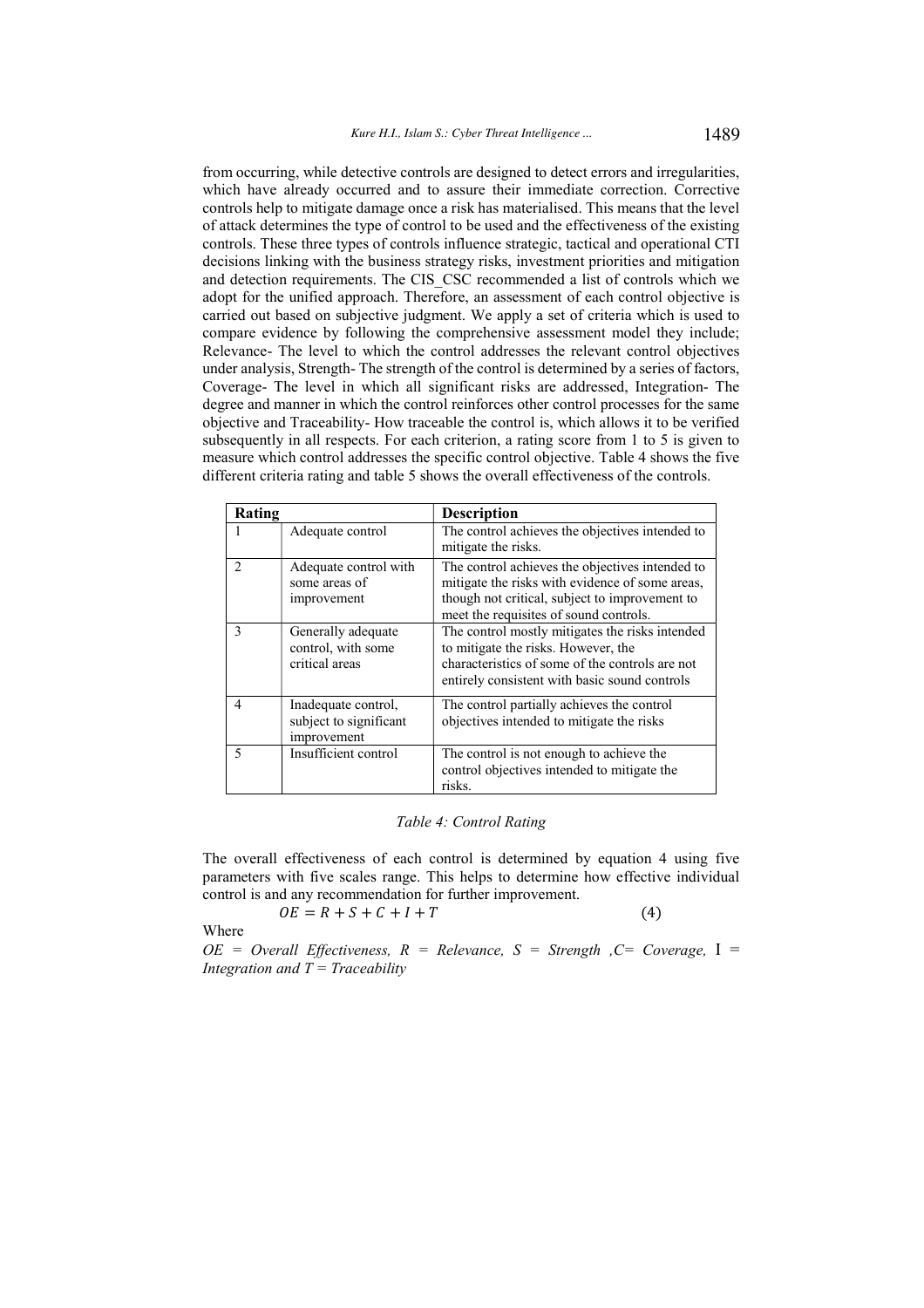from occurring, while detective controls are designed to detect errors and irregularities, which have already occurred and to assure their immediate correction. Corrective controls help to mitigate damage once a risk has materialised. This means that the level of attack determines the type of control to be used and the effectiveness of the existing controls. These three types of controls influence strategic, tactical and operational CTI decisions linking with the business strategy risks, investment priorities and mitigation and detection requirements. The CIS_CSC recommended a list of controls which we adopt for the unified approach. Therefore, an assessment of each control objective is carried out based on subjective judgment. We apply a set of criteria which is used to compare evidence by following the comprehensive assessment model they include; Relevance- The level to which the control addresses the relevant control objectives under analysis, Strength- The strength of the control is determined by a series of factors, Coverage- The level in which all significant risks are addressed, Integration- The degree and manner in which the control reinforces other control processes for the same objective and Traceability- How traceable the control is, which allows it to be verified subsequently in all respects. For each criterion, a rating score from 1 to 5 is given to measure which control addresses the specific control objective. Table 4 shows the five different criteria rating and table 5 shows the overall effectiveness of the controls.

| Rating | | Description |
|---|---|---|
| 1 | Adequate control | The control achieves the objectives intended to mitigate the risks. |
| 2 | Adequate control with some areas of improvement | The control achieves the objectives intended to mitigate the risks with evidence of some areas, though not critical, subject to improvement to meet the requisites of sound controls. |
| 3 | Generally adequate control, with some critical areas | The control mostly mitigates the risks intended to mitigate the risks. However, the characteristics of some of the controls are not entirely consistent with basic sound controls |
| 4 | Inadequate control, subject to significant improvement | The control partially achieves the control objectives intended to mitigate the risks |
| 5 | Insufficient control | The control is not enough to achieve the control objectives intended to mitigate the risks. |

*Table 4: Control Rating*

The overall effectiveness of each control is determined by equation 4 using five parameters with five scales range. This helps to determine how effective individual control is and any recommendation for further improvement.

$$OE = R + S + C + I + T \tag{4}$$

Where

*OE = Overall Effectiveness, R = Relevance, S = Strength ,C= Coverage,* I = *Integration and T = Traceability*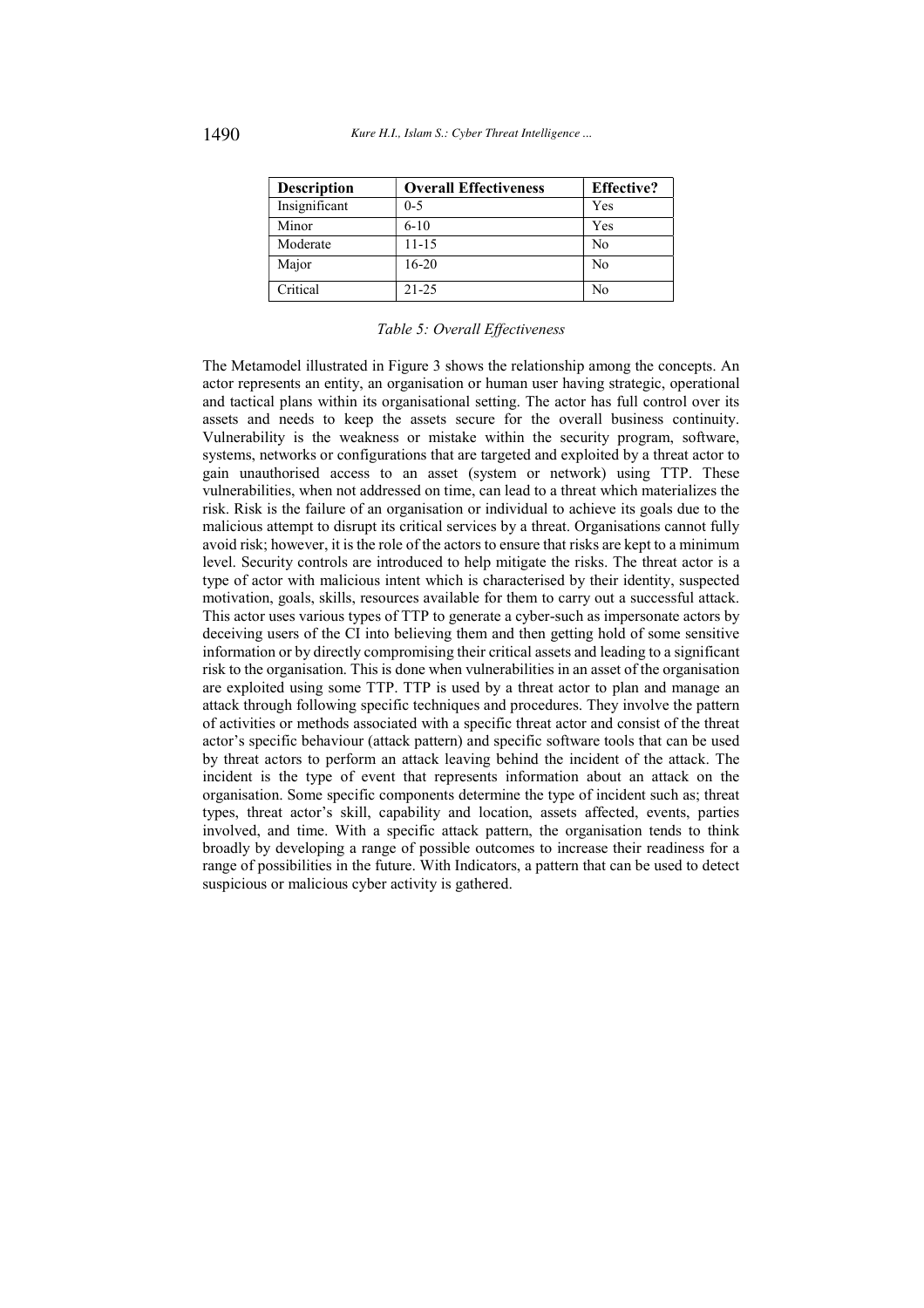| Description | Overall Effectiveness | Effective? |
|---|---|---|
| Insignificant | 0-5 | Yes |
| Minor | 6-10 | Yes |
| Moderate | 11-15 | No |
| Major | 16-20 | No |
| Critical | 21-25 | No |

*Table 5: Overall Effectiveness*

The Metamodel illustrated in Figure 3 shows the relationship among the concepts. An actor represents an entity, an organisation or human user having strategic, operational and tactical plans within its organisational setting. The actor has full control over its assets and needs to keep the assets secure for the overall business continuity. Vulnerability is the weakness or mistake within the security program, software, systems, networks or configurations that are targeted and exploited by a threat actor to gain unauthorised access to an asset (system or network) using TTP. These vulnerabilities, when not addressed on time, can lead to a threat which materializes the risk. Risk is the failure of an organisation or individual to achieve its goals due to the malicious attempt to disrupt its critical services by a threat. Organisations cannot fully avoid risk; however, it is the role of the actors to ensure that risks are kept to a minimum level. Security controls are introduced to help mitigate the risks. The threat actor is a type of actor with malicious intent which is characterised by their identity, suspected motivation, goals, skills, resources available for them to carry out a successful attack. This actor uses various types of TTP to generate a cyber-such as impersonate actors by deceiving users of the CI into believing them and then getting hold of some sensitive information or by directly compromising their critical assets and leading to a significant risk to the organisation. This is done when vulnerabilities in an asset of the organisation are exploited using some TTP. TTP is used by a threat actor to plan and manage an attack through following specific techniques and procedures. They involve the pattern of activities or methods associated with a specific threat actor and consist of the threat actor's specific behaviour (attack pattern) and specific software tools that can be used by threat actors to perform an attack leaving behind the incident of the attack. The incident is the type of event that represents information about an attack on the organisation. Some specific components determine the type of incident such as; threat types, threat actor's skill, capability and location, assets affected, events, parties involved, and time. With a specific attack pattern, the organisation tends to think broadly by developing a range of possible outcomes to increase their readiness for a range of possibilities in the future. With Indicators, a pattern that can be used to detect suspicious or malicious cyber activity is gathered.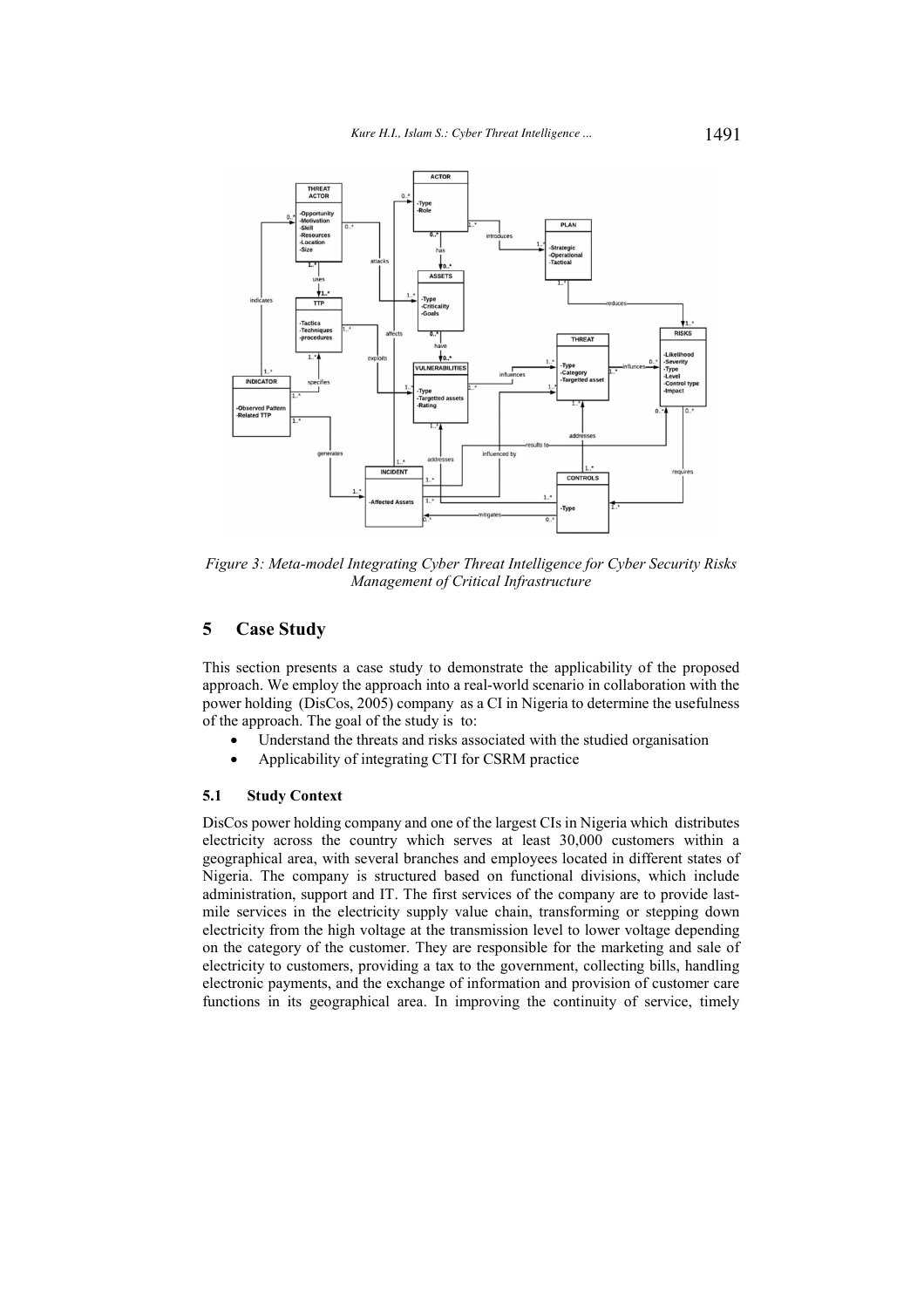*Figure 3: Meta-model Integrating Cyber Threat Intelligence for Cyber Security Risks Management of Critical Infrastructure*

## 5 Case Study

This section presents a case study to demonstrate the applicability of the proposed approach. We employ the approach into a real-world scenario in collaboration with the power holding (DisCos, 2005) company as a CI in Nigeria to determine the usefulness of the approach. The goal of the study is to:

- Understand the threats and risks associated with the studied organisation
- Applicability of integrating CTI for CSRM practice

### 5.1 Study Context

DisCos power holding company and one of the largest CIs in Nigeria which distributes electricity across the country which serves at least 30,000 customers within a geographical area, with several branches and employees located in different states of Nigeria. The company is structured based on functional divisions, which include administration, support and IT. The first services of the company are to provide last-mile services in the electricity supply value chain, transforming or stepping down electricity from the high voltage at the transmission level to lower voltage depending on the category of the customer. They are responsible for the marketing and sale of electricity to customers, providing a tax to the government, collecting bills, handling electronic payments, and the exchange of information and provision of customer care functions in its geographical area. In improving the continuity of service, timely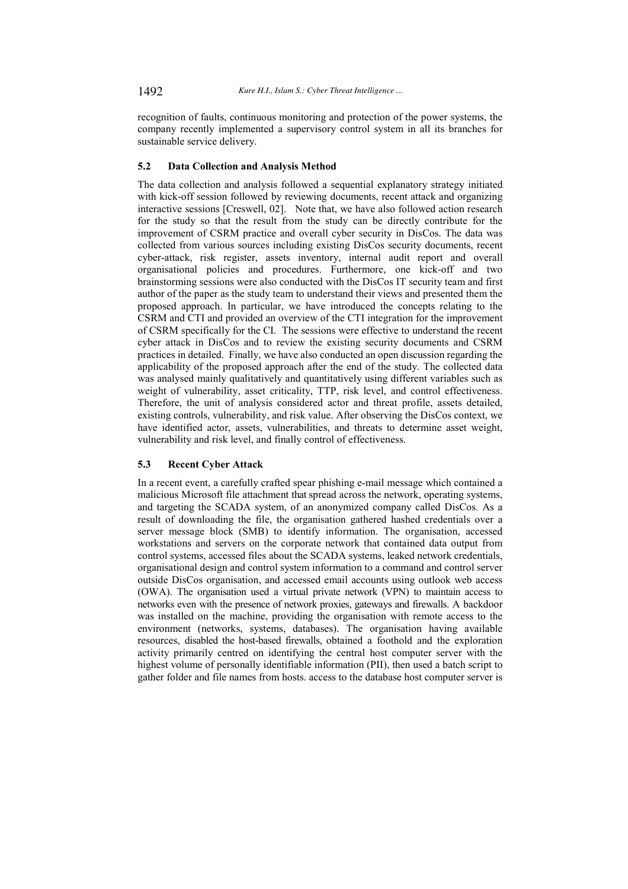recognition of faults, continuous monitoring and protection of the power systems, the company recently implemented a supervisory control system in all its branches for sustainable service delivery.

### 5.2 Data Collection and Analysis Method

The data collection and analysis followed a sequential explanatory strategy initiated with kick-off session followed by reviewing documents, recent attack and organizing interactive sessions [Creswell, 02]. Note that, we have also followed action research for the study so that the result from the study can be directly contribute for the improvement of CSRM practice and overall cyber security in DisCos. The data was collected from various sources including existing DisCos security documents, recent cyber-attack, risk register, assets inventory, internal audit report and overall organisational policies and procedures. Furthermore, one kick-off and two brainstorming sessions were also conducted with the DisCos IT security team and first author of the paper as the study team to understand their views and presented them the proposed approach. In particular, we have introduced the concepts relating to the CSRM and CTI and provided an overview of the CTI integration for the improvement of CSRM specifically for the CI. The sessions were effective to understand the recent cyber attack in DisCos and to review the existing security documents and CSRM practices in detailed. Finally, we have also conducted an open discussion regarding the applicability of the proposed approach after the end of the study. The collected data was analysed mainly qualitatively and quantitatively using different variables such as weight of vulnerability, asset criticality, TTP, risk level, and control effectiveness. Therefore, the unit of analysis considered actor and threat profile, assets detailed, existing controls, vulnerability, and risk value. After observing the DisCos context, we have identified actor, assets, vulnerabilities, and threats to determine asset weight, vulnerability and risk level, and finally control of effectiveness.

### 5.3 Recent Cyber Attack

In a recent event, a carefully crafted spear phishing e-mail message which contained a malicious Microsoft file attachment that spread across the network, operating systems, and targeting the SCADA system, of an anonymized company called DisCos. As a result of downloading the file, the organisation gathered hashed credentials over a server message block (SMB) to identify information. The organisation, accessed workstations and servers on the corporate network that contained data output from control systems, accessed files about the SCADA systems, leaked network credentials, organisational design and control system information to a command and control server outside DisCos organisation, and accessed email accounts using outlook web access (OWA). The organisation used a virtual private network (VPN) to maintain access to networks even with the presence of network proxies, gateways and firewalls. A backdoor was installed on the machine, providing the organisation with remote access to the environment (networks, systems, databases). The organisation having available resources, disabled the host-based firewalls, obtained a foothold and the exploration activity primarily centred on identifying the central host computer server with the highest volume of personally identifiable information (PII), then used a batch script to gather folder and file names from hosts. access to the database host computer server is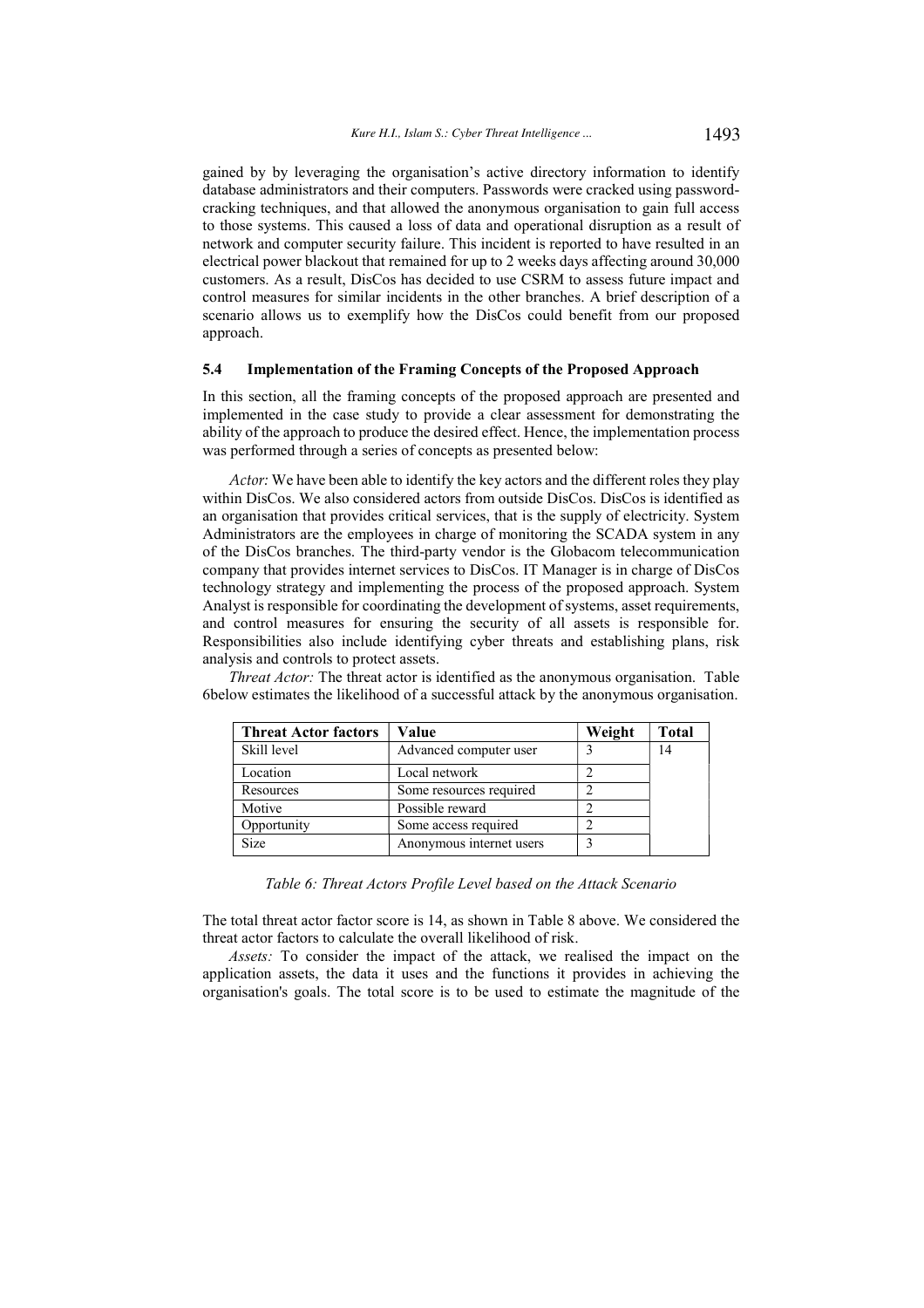gained by by leveraging the organisation's active directory information to identify database administrators and their computers. Passwords were cracked using password-cracking techniques, and that allowed the anonymous organisation to gain full access to those systems. This caused a loss of data and operational disruption as a result of network and computer security failure. This incident is reported to have resulted in an electrical power blackout that remained for up to 2 weeks days affecting around 30,000 customers. As a result, DisCos has decided to use CSRM to assess future impact and control measures for similar incidents in the other branches. A brief description of a scenario allows us to exemplify how the DisCos could benefit from our proposed approach.

### 5.4 Implementation of the Framing Concepts of the Proposed Approach

In this section, all the framing concepts of the proposed approach are presented and implemented in the case study to provide a clear assessment for demonstrating the ability of the approach to produce the desired effect. Hence, the implementation process was performed through a series of concepts as presented below:

*Actor*: We have been able to identify the key actors and the different roles they play within DisCos. We also considered actors from outside DisCos. DisCos is identified as an organisation that provides critical services, that is the supply of electricity. System Administrators are the employees in charge of monitoring the SCADA system in any of the DisCos branches. The third-party vendor is the Globacom telecommunication company that provides internet services to DisCos. IT Manager is in charge of DisCos technology strategy and implementing the process of the proposed approach. System Analyst is responsible for coordinating the development of systems, asset requirements, and control measures for ensuring the security of all assets is responsible for. Responsibilities also include identifying cyber threats and establishing plans, risk analysis and controls to protect assets.

*Threat Actor:* The threat actor is identified as the anonymous organisation. Table 6below estimates the likelihood of a successful attack by the anonymous organisation.

| Threat Actor factors | Value | Weight | Total |
|---|---|---|---|
| Skill level | Advanced computer user | 3 | 14 |
| Location | Local network | 2 | |
| Resources | Some resources required | 2 | |
| Motive | Possible reward | 2 | |
| Opportunity | Some access required | 2 | |
| Size | Anonymous internet users | 3 | |

*Table 6: Threat Actors Profile Level based on the Attack Scenario*

The total threat actor factor score is 14, as shown in Table 8 above. We considered the threat actor factors to calculate the overall likelihood of risk.

*Assets:* To consider the impact of the attack, we realised the impact on the application assets, the data it uses and the functions it provides in achieving the organisation's goals. The total score is to be used to estimate the magnitude of the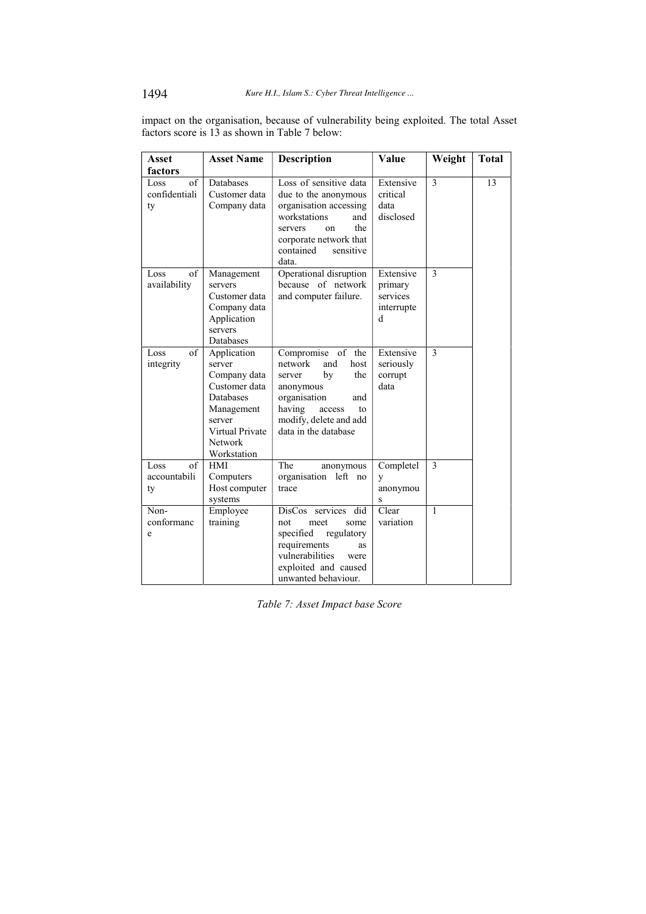impact on the organisation, because of vulnerability being exploited. The total Asset factors score is 13 as shown in Table 7 below:

| Asset factors | Asset Name | Description | Value | Weight | Total |
|---|---|---|---|---|---|
| Loss of confidentiality | Databases Customer data Company data | Loss of sensitive data due to the anonymous organisation accessing workstations and servers on the corporate network that contained sensitive data. | Extensive critical data disclosed | 3 | 13 |
| Loss of availability | Management servers Customer data Company data Application servers Databases | Operational disruption because of network and computer failure. | Extensive primary services interrupted | 3 | |
| Loss of integrity | Application server Company data Customer data Databases Management server Virtual Private Network Workstation | Compromise of the network and host server by the anonymous organisation and having access to modify, delete and add data in the database | Extensive seriously corrupt data | 3 | |
| Loss of accountability | HMI Computers Host computer systems | The anonymous organisation left no trace | Completely anonymous | 3 | |
| Non-conformance | Employee training | DisCos services did not meet some specified regulatory requirements as vulnerabilities were exploited and caused unwanted behaviour. | Clear variation | 1 | |

*Table 7: Asset Impact base Score*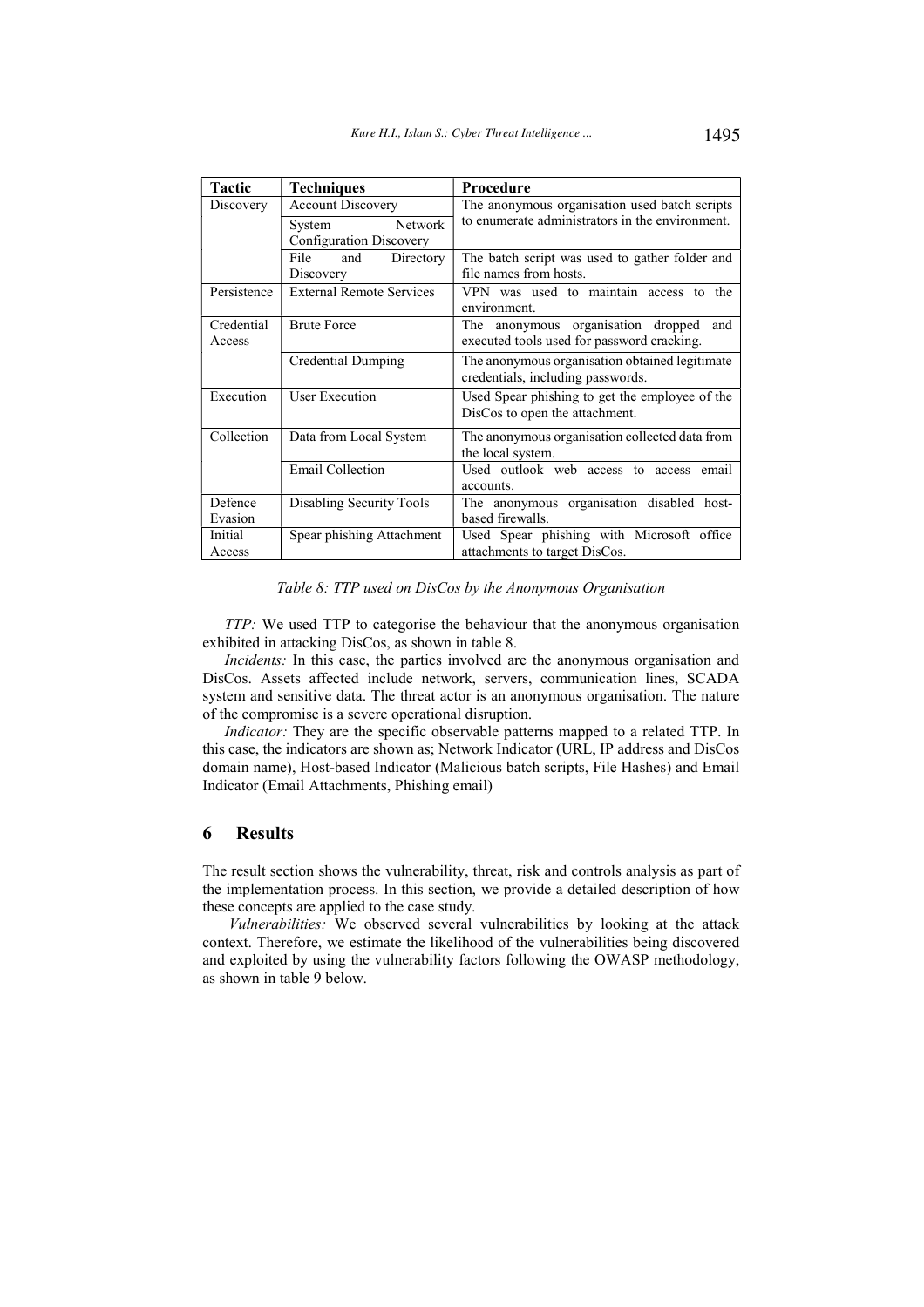| Tactic | Techniques | Procedure |
|---|---|---|
| Discovery | Account Discovery | The anonymous organisation used batch scripts to enumerate administrators in the environment. |
| | System Network Configuration Discovery | |
| | File and Directory Discovery | The batch script was used to gather folder and file names from hosts. |
| Persistence | External Remote Services | VPN was used to maintain access to the environment. |
| Credential Access | Brute Force | The anonymous organisation dropped and executed tools used for password cracking. |
| | Credential Dumping | The anonymous organisation obtained legitimate credentials, including passwords. |
| Execution | User Execution | Used Spear phishing to get the employee of the DisCos to open the attachment. |
| Collection | Data from Local System | The anonymous organisation collected data from the local system. |
| | Email Collection | Used outlook web access to access email accounts. |
| Defence Evasion | Disabling Security Tools | The anonymous organisation disabled host-based firewalls. |
| Initial Access | Spear phishing Attachment | Used Spear phishing with Microsoft office attachments to target DisCos. |

*Table 8: TTP used on DisCos by the Anonymous Organisation*

*TTP:* We used TTP to categorise the behaviour that the anonymous organisation exhibited in attacking DisCos, as shown in table 8.

*Incidents:* In this case, the parties involved are the anonymous organisation and DisCos. Assets affected include network, servers, communication lines, SCADA system and sensitive data. The threat actor is an anonymous organisation. The nature of the compromise is a severe operational disruption.

*Indicator:* They are the specific observable patterns mapped to a related TTP. In this case, the indicators are shown as; Network Indicator (URL, IP address and DisCos domain name), Host-based Indicator (Malicious batch scripts, File Hashes) and Email Indicator (Email Attachments, Phishing email)

## 6 Results

The result section shows the vulnerability, threat, risk and controls analysis as part of the implementation process. In this section, we provide a detailed description of how these concepts are applied to the case study.

*Vulnerabilities:* We observed several vulnerabilities by looking at the attack context. Therefore, we estimate the likelihood of the vulnerabilities being discovered and exploited by using the vulnerability factors following the OWASP methodology, as shown in table 9 below.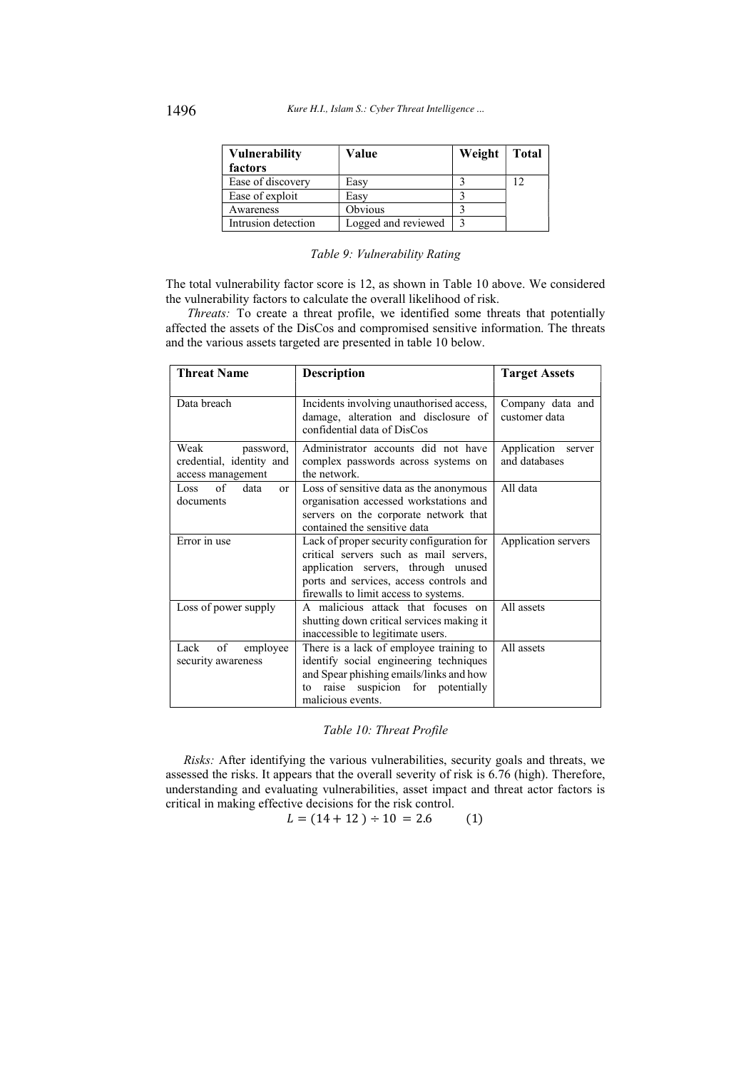| Vulnerability factors | Value | Weight | Total |
|---|---|---|---|
| Ease of discovery | Easy | 3 | 12 |
| Ease of exploit | Easy | 3 | |
| Awareness | Obvious | 3 | |
| Intrusion detection | Logged and reviewed | 3 | |

*Table 9: Vulnerability Rating*

The total vulnerability factor score is 12, as shown in Table 10 above. We considered the vulnerability factors to calculate the overall likelihood of risk.

*Threats:* To create a threat profile, we identified some threats that potentially affected the assets of the DisCos and compromised sensitive information. The threats and the various assets targeted are presented in table 10 below.

| Threat Name | Description | Target Assets |
|---|---|---|
| Data breach | Incidents involving unauthorised access, damage, alteration and disclosure of confidential data of DisCos | Company data and customer data |
| Weak password, credential, identity and access management | Administrator accounts did not have complex passwords across systems on the network. | Application server and databases |
| Loss of data or documents | Loss of sensitive data as the anonymous organisation accessed workstations and servers on the corporate network that contained the sensitive data | All data |
| Error in use | Lack of proper security configuration for critical servers such as mail servers, application servers, through unused ports and services, access controls and firewalls to limit access to systems. | Application servers |
| Loss of power supply | A malicious attack that focuses on shutting down critical services making it inaccessible to legitimate users. | All assets |
| Lack of employee security awareness | There is a lack of employee training to identify social engineering techniques and Spear phishing emails/links and how to raise suspicion for potentially malicious events. | All assets |

*Table 10: Threat Profile*

*Risks:* After identifying the various vulnerabilities, security goals and threats, we assessed the risks. It appears that the overall severity of risk is 6.76 (high). Therefore, understanding and evaluating vulnerabilities, asset impact and threat actor factors is critical in making effective decisions for the risk control.

$$L = (14 + 12) \div 10 = 2.6 \qquad (1)$$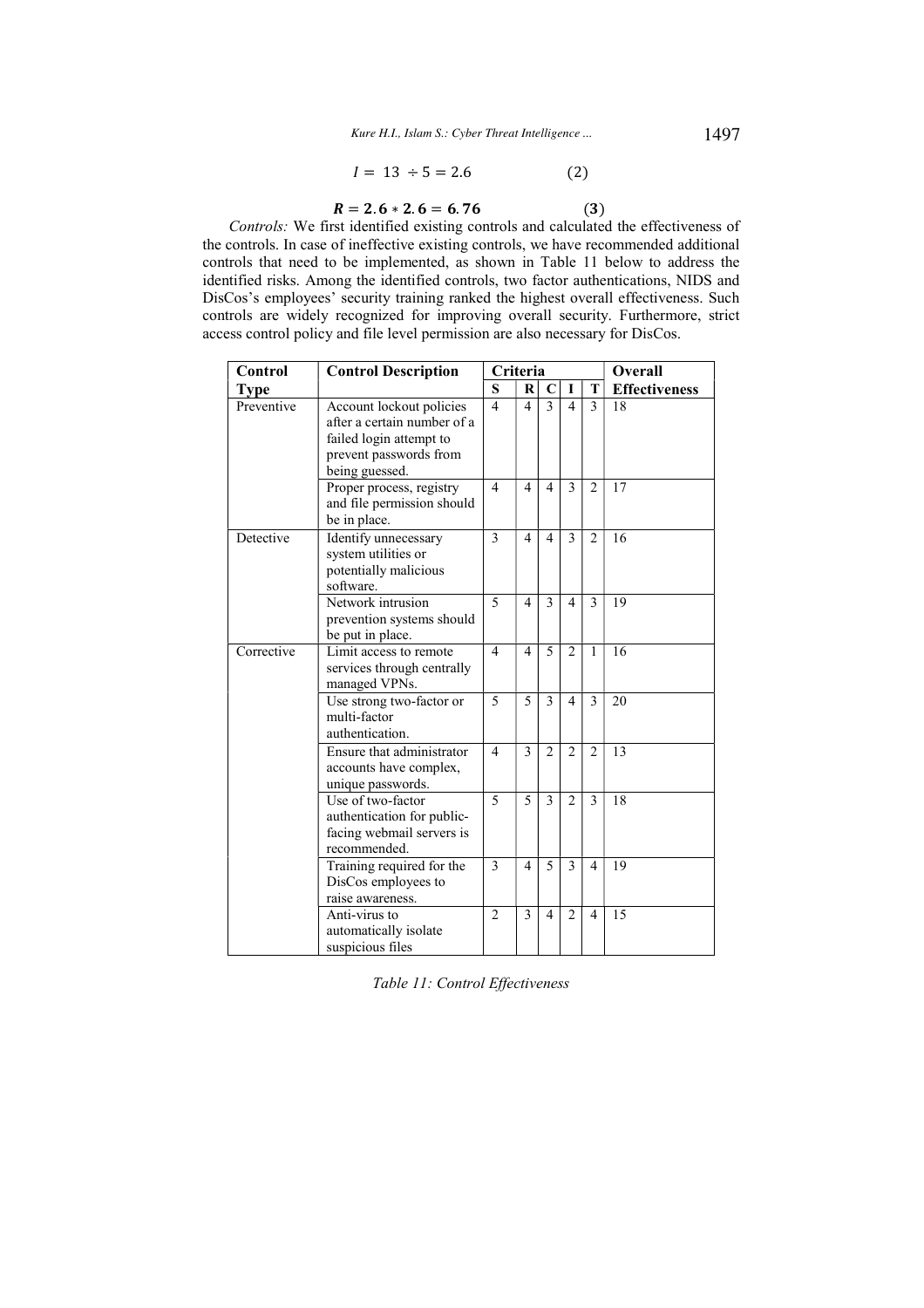$$I = 13 \div 5 = 2.6 \quad (2)$$

$$\boldsymbol{R = 2.6 * 2.6 = 6.76} \quad (\mathbf{3})$$

*Controls:* We first identified existing controls and calculated the effectiveness of the controls. In case of ineffective existing controls, we have recommended additional controls that need to be implemented, as shown in Table 11 below to address the identified risks. Among the identified controls, two factor authentications, NIDS and DisCos's employees' security training ranked the highest overall effectiveness. Such controls are widely recognized for improving overall security. Furthermore, strict access control policy and file level permission are also necessary for DisCos.

| Control Type | Control Description | Criteria | | | | | Overall Effectiveness |
|---|---|---|---|---|---|---|---|
| | | S | R | C | I | T | |
| Preventive | Account lockout policies after a certain number of a failed login attempt to prevent passwords from being guessed. | 4 | 4 | 3 | 4 | 3 | 18 |
| | Proper process, registry and file permission should be in place. | 4 | 4 | 4 | 3 | 2 | 17 |
| Detective | Identify unnecessary system utilities or potentially malicious software. | 3 | 4 | 4 | 3 | 2 | 16 |
| | Network intrusion prevention systems should be put in place. | 5 | 4 | 3 | 4 | 3 | 19 |
| Corrective | Limit access to remote services through centrally managed VPNs. | 4 | 4 | 5 | 2 | 1 | 16 |
| | Use strong two-factor or multi-factor authentication. | 5 | 5 | 3 | 4 | 3 | 20 |
| | Ensure that administrator accounts have complex, unique passwords. | 4 | 3 | 2 | 2 | 2 | 13 |
| | Use of two-factor authentication for public-facing webmail servers is recommended. | 5 | 5 | 3 | 2 | 3 | 18 |
| | Training required for the DisCos employees to raise awareness. | 3 | 4 | 5 | 3 | 4 | 19 |
| | Anti-virus to automatically isolate suspicious files | 2 | 3 | 4 | 2 | 4 | 15 |

*Table 11: Control Effectiveness*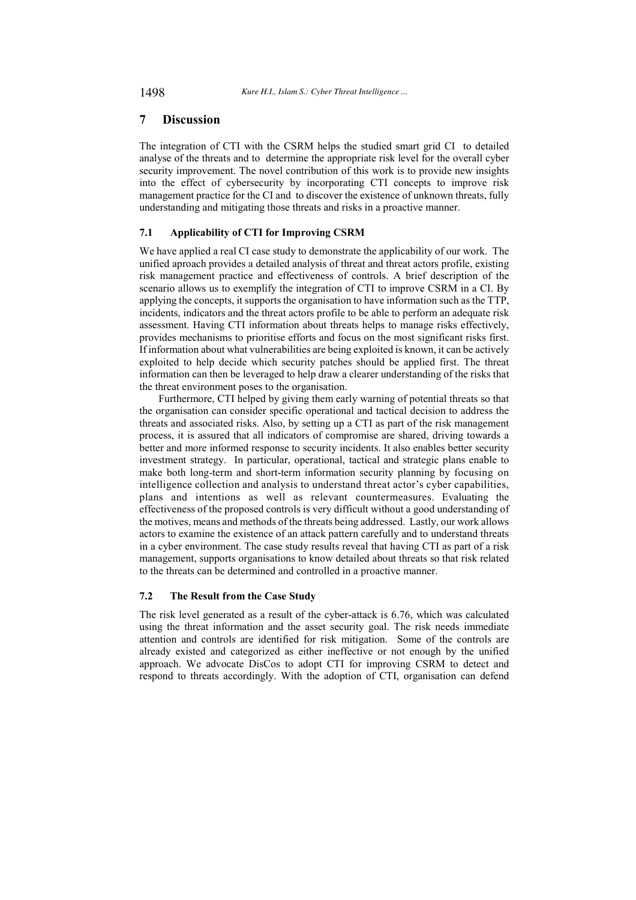## 7 Discussion

The integration of CTI with the CSRM helps the studied smart grid CI to detailed analyse of the threats and to determine the appropriate risk level for the overall cyber security improvement. The novel contribution of this work is to provide new insights into the effect of cybersecurity by incorporating CTI concepts to improve risk management practice for the CI and to discover the existence of unknown threats, fully understanding and mitigating those threats and risks in a proactive manner.

### 7.1 Applicability of CTI for Improving CSRM

We have applied a real CI case study to demonstrate the applicability of our work. The unified aproach provides a detailed analysis of threat and threat actors profile, existing risk management practice and effectiveness of controls. A brief description of the scenario allows us to exemplify the integration of CTI to improve CSRM in a CI. By applying the concepts, it supports the organisation to have information such as the TTP, incidents, indicators and the threat actors profile to be able to perform an adequate risk assessment. Having CTI information about threats helps to manage risks effectively, provides mechanisms to prioritise efforts and focus on the most significant risks first. If information about what vulnerabilities are being exploited is known, it can be actively exploited to help decide which security patches should be applied first. The threat information can then be leveraged to help draw a clearer understanding of the risks that the threat environment poses to the organisation.

Furthermore, CTI helped by giving them early warning of potential threats so that the organisation can consider specific operational and tactical decision to address the threats and associated risks. Also, by setting up a CTI as part of the risk management process, it is assured that all indicators of compromise are shared, driving towards a better and more informed response to security incidents. It also enables better security investment strategy. In particular, operational, tactical and strategic plans enable to make both long-term and short-term information security planning by focusing on intelligence collection and analysis to understand threat actor's cyber capabilities, plans and intentions as well as relevant countermeasures. Evaluating the effectiveness of the proposed controls is very difficult without a good understanding of the motives, means and methods of the threats being addressed. Lastly, our work allows actors to examine the existence of an attack pattern carefully and to understand threats in a cyber environment. The case study results reveal that having CTI as part of a risk management, supports organisations to know detailed about threats so that risk related to the threats can be determined and controlled in a proactive manner.

### 7.2 The Result from the Case Study

The risk level generated as a result of the cyber-attack is 6.76, which was calculated using the threat information and the asset security goal. The risk needs immediate attention and controls are identified for risk mitigation. Some of the controls are already existed and categorized as either ineffective or not enough by the unified approach. We advocate DisCos to adopt CTI for improving CSRM to detect and respond to threats accordingly. With the adoption of CTI, organisation can defend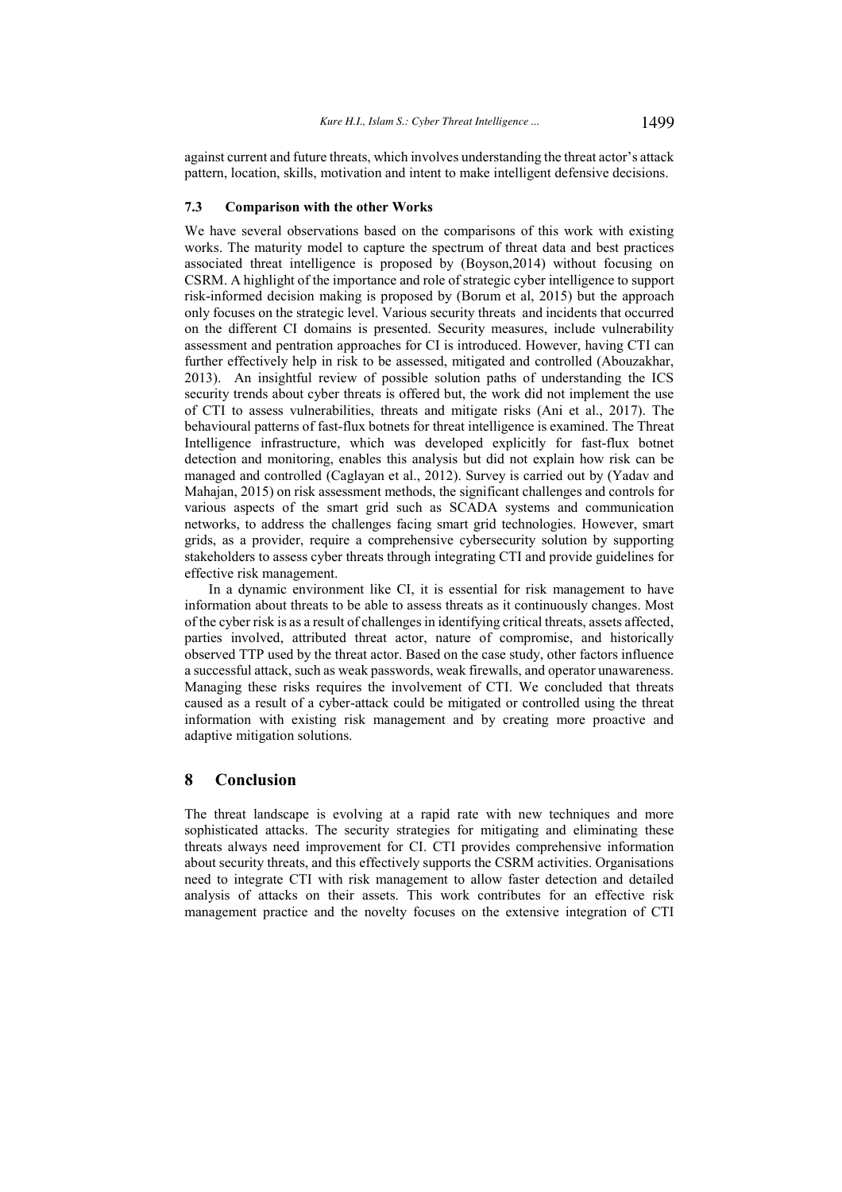against current and future threats, which involves understanding the threat actor's attack pattern, location, skills, motivation and intent to make intelligent defensive decisions.

### 7.3 Comparison with the other Works

We have several observations based on the comparisons of this work with existing works. The maturity model to capture the spectrum of threat data and best practices associated threat intelligence is proposed by (Boyson,2014) without focusing on CSRM. A highlight of the importance and role of strategic cyber intelligence to support risk-informed decision making is proposed by (Borum et al, 2015) but the approach only focuses on the strategic level. Various security threats and incidents that occurred on the different CI domains is presented. Security measures, include vulnerability assessment and pentration approaches for CI is introduced. However, having CTI can further effectively help in risk to be assessed, mitigated and controlled (Abouzakhar, 2013). An insightful review of possible solution paths of understanding the ICS security trends about cyber threats is offered but, the work did not implement the use of CTI to assess vulnerabilities, threats and mitigate risks (Ani et al., 2017). The behavioural patterns of fast-flux botnets for threat intelligence is examined. The Threat Intelligence infrastructure, which was developed explicitly for fast-flux botnet detection and monitoring, enables this analysis but did not explain how risk can be managed and controlled (Caglayan et al., 2012). Survey is carried out by (Yadav and Mahajan, 2015) on risk assessment methods, the significant challenges and controls for various aspects of the smart grid such as SCADA systems and communication networks, to address the challenges facing smart grid technologies. However, smart grids, as a provider, require a comprehensive cybersecurity solution by supporting stakeholders to assess cyber threats through integrating CTI and provide guidelines for effective risk management.

In a dynamic environment like CI, it is essential for risk management to have information about threats to be able to assess threats as it continuously changes. Most of the cyber risk is as a result of challenges in identifying critical threats, assets affected, parties involved, attributed threat actor, nature of compromise, and historically observed TTP used by the threat actor. Based on the case study, other factors influence a successful attack, such as weak passwords, weak firewalls, and operator unawareness. Managing these risks requires the involvement of CTI. We concluded that threats caused as a result of a cyber-attack could be mitigated or controlled using the threat information with existing risk management and by creating more proactive and adaptive mitigation solutions.

## 8 Conclusion

The threat landscape is evolving at a rapid rate with new techniques and more sophisticated attacks. The security strategies for mitigating and eliminating these threats always need improvement for CI. CTI provides comprehensive information about security threats, and this effectively supports the CSRM activities. Organisations need to integrate CTI with risk management to allow faster detection and detailed analysis of attacks on their assets. This work contributes for an effective risk management practice and the novelty focuses on the extensive integration of CTI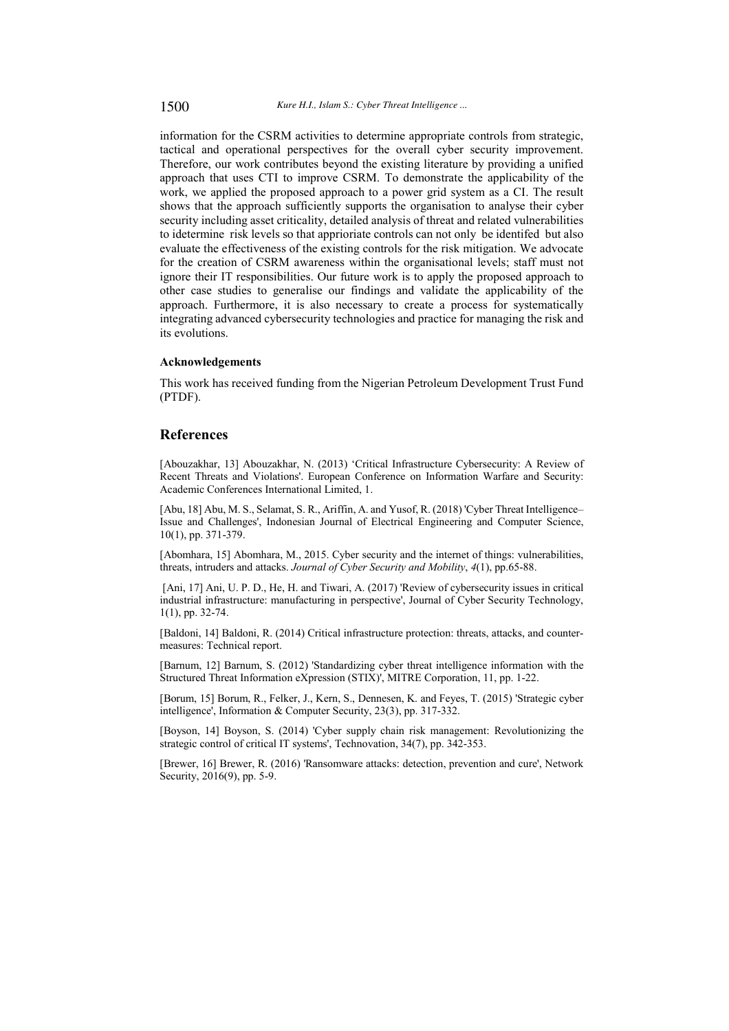information for the CSRM activities to determine appropriate controls from strategic, tactical and operational perspectives for the overall cyber security improvement. Therefore, our work contributes beyond the existing literature by providing a unified approach that uses CTI to improve CSRM. To demonstrate the applicability of the work, we applied the proposed approach to a power grid system as a CI. The result shows that the approach sufficiently supports the organisation to analyse their cyber security including asset criticality, detailed analysis of threat and related vulnerabilities to idetermine risk levels so that apprioriate controls can not only be identifed but also evaluate the effectiveness of the existing controls for the risk mitigation. We advocate for the creation of CSRM awareness within the organisational levels; staff must not ignore their IT responsibilities. Our future work is to apply the proposed approach to other case studies to generalise our findings and validate the applicability of the approach. Furthermore, it is also necessary to create a process for systematically integrating advanced cybersecurity technologies and practice for managing the risk and its evolutions.

### Acknowledgements

This work has received funding from the Nigerian Petroleum Development Trust Fund (PTDF).

## References

[Abouzakhar, 13] Abouzakhar, N. (2013) 'Critical Infrastructure Cybersecurity: A Review of Recent Threats and Violations'. European Conference on Information Warfare and Security: Academic Conferences International Limited, 1.

[Abu, 18] Abu, M. S., Selamat, S. R., Ariffin, A. and Yusof, R. (2018) 'Cyber Threat Intelligence–Issue and Challenges', Indonesian Journal of Electrical Engineering and Computer Science, 10(1), pp. 371-379.

[Abomhara, 15] Abomhara, M., 2015. Cyber security and the internet of things: vulnerabilities, threats, intruders and attacks. *Journal of Cyber Security and Mobility*, *4*(1), pp.65-88.

[Ani, 17] Ani, U. P. D., He, H. and Tiwari, A. (2017) 'Review of cybersecurity issues in critical industrial infrastructure: manufacturing in perspective', Journal of Cyber Security Technology, 1(1), pp. 32-74.

[Baldoni, 14] Baldoni, R. (2014) Critical infrastructure protection: threats, attacks, and counter-measures: Technical report.

[Barnum, 12] Barnum, S. (2012) 'Standardizing cyber threat intelligence information with the Structured Threat Information eXpression (STIX)', MITRE Corporation, 11, pp. 1-22.

[Borum, 15] Borum, R., Felker, J., Kern, S., Dennesen, K. and Feyes, T. (2015) 'Strategic cyber intelligence', Information & Computer Security, 23(3), pp. 317-332.

[Boyson, 14] Boyson, S. (2014) 'Cyber supply chain risk management: Revolutionizing the strategic control of critical IT systems', Technovation, 34(7), pp. 342-353.

[Brewer, 16] Brewer, R. (2016) 'Ransomware attacks: detection, prevention and cure', Network Security, 2016(9), pp. 5-9.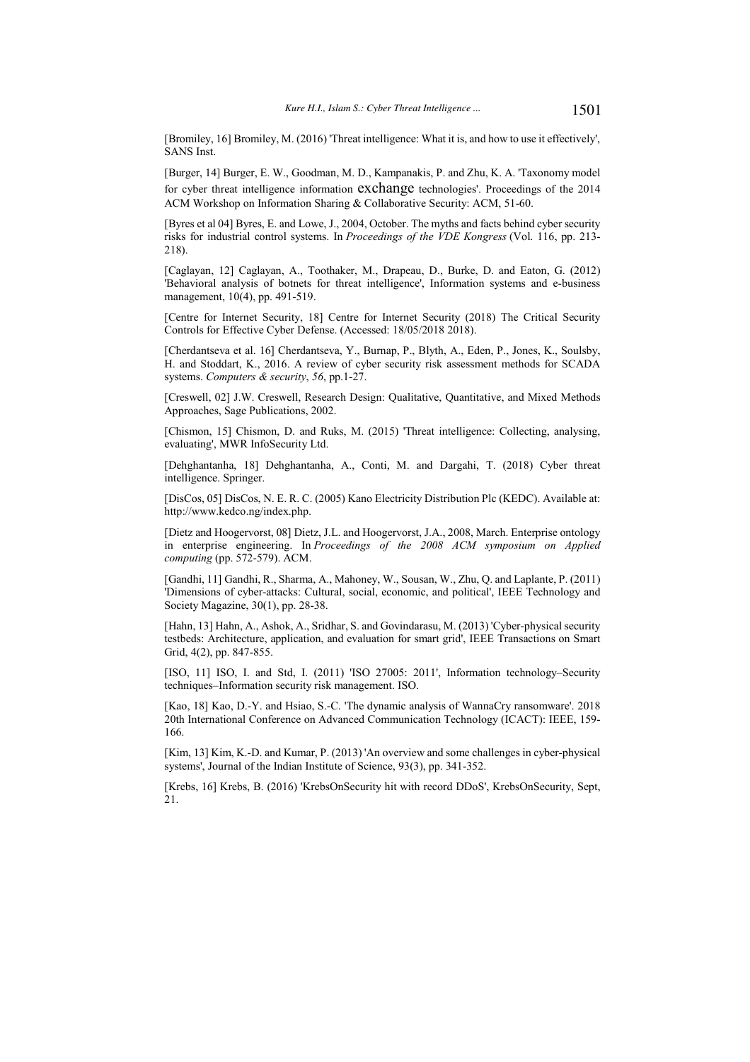[Bromiley, 16] Bromiley, M. (2016) 'Threat intelligence: What it is, and how to use it effectively', SANS Inst.

[Burger, 14] Burger, E. W., Goodman, M. D., Kampanakis, P. and Zhu, K. A. 'Taxonomy model for cyber threat intelligence information exchange technologies'. Proceedings of the 2014 ACM Workshop on Information Sharing & Collaborative Security: ACM, 51-60.

[Byres et al 04] Byres, E. and Lowe, J., 2004, October. The myths and facts behind cyber security risks for industrial control systems. In *Proceedings of the VDE Kongress* (Vol. 116, pp. 213-218).

[Caglayan, 12] Caglayan, A., Toothaker, M., Drapeau, D., Burke, D. and Eaton, G. (2012) 'Behavioral analysis of botnets for threat intelligence', Information systems and e-business management, 10(4), pp. 491-519.

[Centre for Internet Security, 18] Centre for Internet Security (2018) The Critical Security Controls for Effective Cyber Defense. (Accessed: 18/05/2018 2018).

[Cherdantseva et al. 16] Cherdantseva, Y., Burnap, P., Blyth, A., Eden, P., Jones, K., Soulsby, H. and Stoddart, K., 2016. A review of cyber security risk assessment methods for SCADA systems. *Computers & security*, *56*, pp.1-27.

[Creswell, 02] J.W. Creswell, Research Design: Qualitative, Quantitative, and Mixed Methods Approaches, Sage Publications, 2002.

[Chismon, 15] Chismon, D. and Ruks, M. (2015) 'Threat intelligence: Collecting, analysing, evaluating', MWR InfoSecurity Ltd.

[Dehghantanha, 18] Dehghantanha, A., Conti, M. and Dargahi, T. (2018) Cyber threat intelligence. Springer.

[DisCos, 05] DisCos, N. E. R. C. (2005) Kano Electricity Distribution Plc (KEDC). Available at: http://www.kedco.ng/index.php.

[Dietz and Hoogervorst, 08] Dietz, J.L. and Hoogervorst, J.A., 2008, March. Enterprise ontology in enterprise engineering. In *Proceedings of the 2008 ACM symposium on Applied computing* (pp. 572-579). ACM.

[Gandhi, 11] Gandhi, R., Sharma, A., Mahoney, W., Sousan, W., Zhu, Q. and Laplante, P. (2011) 'Dimensions of cyber-attacks: Cultural, social, economic, and political', IEEE Technology and Society Magazine, 30(1), pp. 28-38.

[Hahn, 13] Hahn, A., Ashok, A., Sridhar, S. and Govindarasu, M. (2013) 'Cyber-physical security testbeds: Architecture, application, and evaluation for smart grid', IEEE Transactions on Smart Grid, 4(2), pp. 847-855.

[ISO, 11] ISO, I. and Std, I. (2011) 'ISO 27005: 2011', Information technology–Security techniques–Information security risk management. ISO.

[Kao, 18] Kao, D.-Y. and Hsiao, S.-C. 'The dynamic analysis of WannaCry ransomware'. 2018 20th International Conference on Advanced Communication Technology (ICACT): IEEE, 159-166.

[Kim, 13] Kim, K.-D. and Kumar, P. (2013) 'An overview and some challenges in cyber-physical systems', Journal of the Indian Institute of Science, 93(3), pp. 341-352.

[Krebs, 16] Krebs, B. (2016) 'KrebsOnSecurity hit with record DDoS', KrebsOnSecurity, Sept, 21.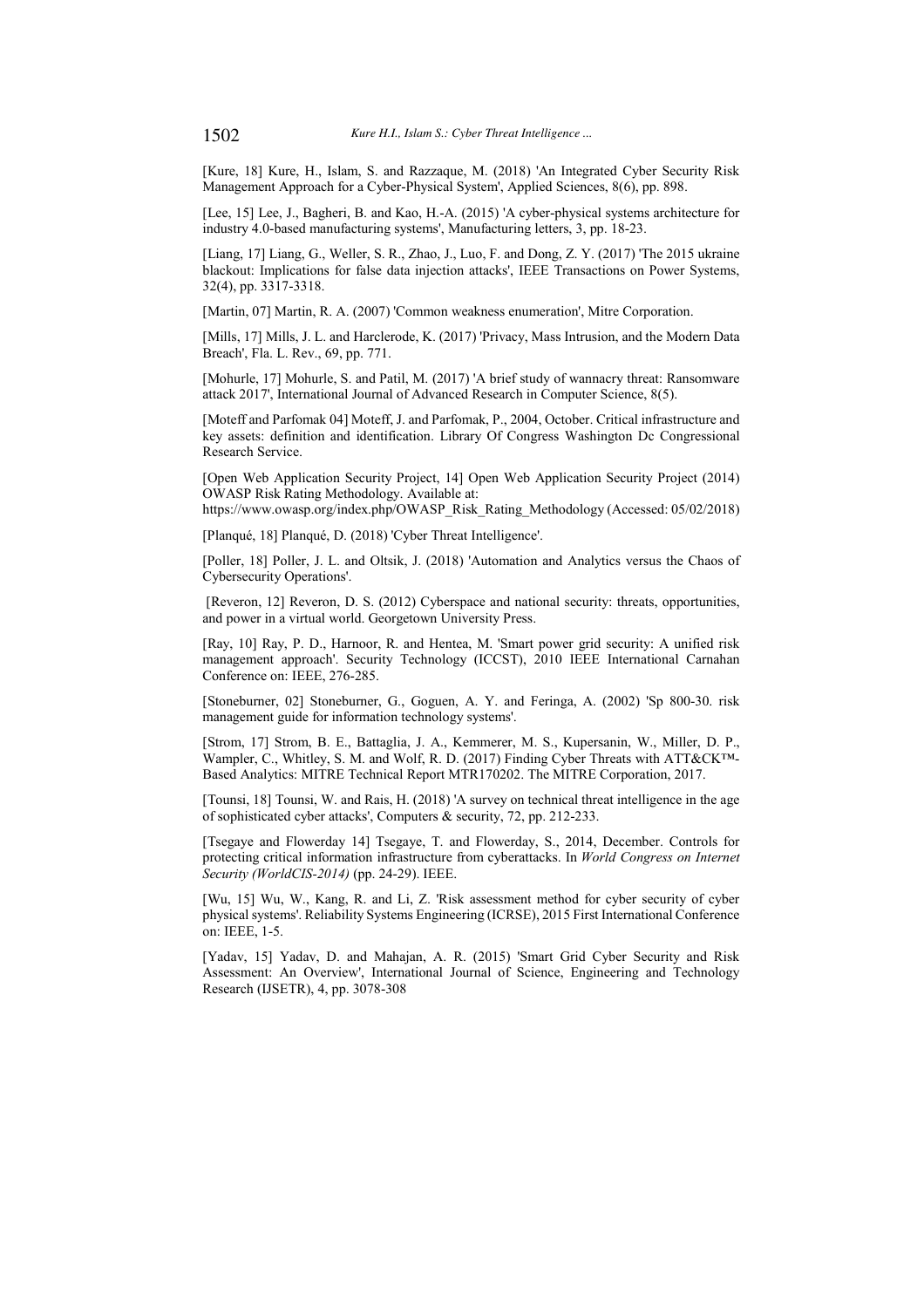[Kure, 18] Kure, H., Islam, S. and Razzaque, M. (2018) 'An Integrated Cyber Security Risk Management Approach for a Cyber-Physical System', Applied Sciences, 8(6), pp. 898.

[Lee, 15] Lee, J., Bagheri, B. and Kao, H.-A. (2015) 'A cyber-physical systems architecture for industry 4.0-based manufacturing systems', Manufacturing letters, 3, pp. 18-23.

[Liang, 17] Liang, G., Weller, S. R., Zhao, J., Luo, F. and Dong, Z. Y. (2017) 'The 2015 ukraine blackout: Implications for false data injection attacks', IEEE Transactions on Power Systems, 32(4), pp. 3317-3318.

[Martin, 07] Martin, R. A. (2007) 'Common weakness enumeration', Mitre Corporation.

[Mills, 17] Mills, J. L. and Harclerode, K. (2017) 'Privacy, Mass Intrusion, and the Modern Data Breach', Fla. L. Rev., 69, pp. 771.

[Mohurle, 17] Mohurle, S. and Patil, M. (2017) 'A brief study of wannacry threat: Ransomware attack 2017', International Journal of Advanced Research in Computer Science, 8(5).

[Moteff and Parfomak 04] Moteff, J. and Parfomak, P., 2004, October. Critical infrastructure and key assets: definition and identification. Library Of Congress Washington Dc Congressional Research Service.

[Open Web Application Security Project, 14] Open Web Application Security Project (2014) OWASP Risk Rating Methodology. Available at: https://www.owasp.org/index.php/OWASP_Risk_Rating_Methodology (Accessed: 05/02/2018)

[Planqué, 18] Planqué, D. (2018) 'Cyber Threat Intelligence'.

[Poller, 18] Poller, J. L. and Oltsik, J. (2018) 'Automation and Analytics versus the Chaos of Cybersecurity Operations'.

[Reveron, 12] Reveron, D. S. (2012) Cyberspace and national security: threats, opportunities, and power in a virtual world. Georgetown University Press.

[Ray, 10] Ray, P. D., Harnoor, R. and Hentea, M. 'Smart power grid security: A unified risk management approach'. Security Technology (ICCST), 2010 IEEE International Carnahan Conference on: IEEE, 276-285.

[Stoneburner, 02] Stoneburner, G., Goguen, A. Y. and Feringa, A. (2002) 'Sp 800-30. risk management guide for information technology systems'.

[Strom, 17] Strom, B. E., Battaglia, J. A., Kemmerer, M. S., Kupersanin, W., Miller, D. P., Wampler, C., Whitley, S. M. and Wolf, R. D. (2017) Finding Cyber Threats with ATT&CK™-Based Analytics: MITRE Technical Report MTR170202. The MITRE Corporation, 2017.

[Tounsi, 18] Tounsi, W. and Rais, H. (2018) 'A survey on technical threat intelligence in the age of sophisticated cyber attacks', Computers & security, 72, pp. 212-233.

[Tsegaye and Flowerday 14] Tsegaye, T. and Flowerday, S., 2014, December. Controls for protecting critical information infrastructure from cyberattacks. In *World Congress on Internet Security (WorldCIS-2014)* (pp. 24-29). IEEE.

[Wu, 15] Wu, W., Kang, R. and Li, Z. 'Risk assessment method for cyber security of cyber physical systems'. Reliability Systems Engineering (ICRSE), 2015 First International Conference on: IEEE, 1-5.

[Yadav, 15] Yadav, D. and Mahajan, A. R. (2015) 'Smart Grid Cyber Security and Risk Assessment: An Overview', International Journal of Science, Engineering and Technology Research (IJSETR), 4, pp. 3078-308